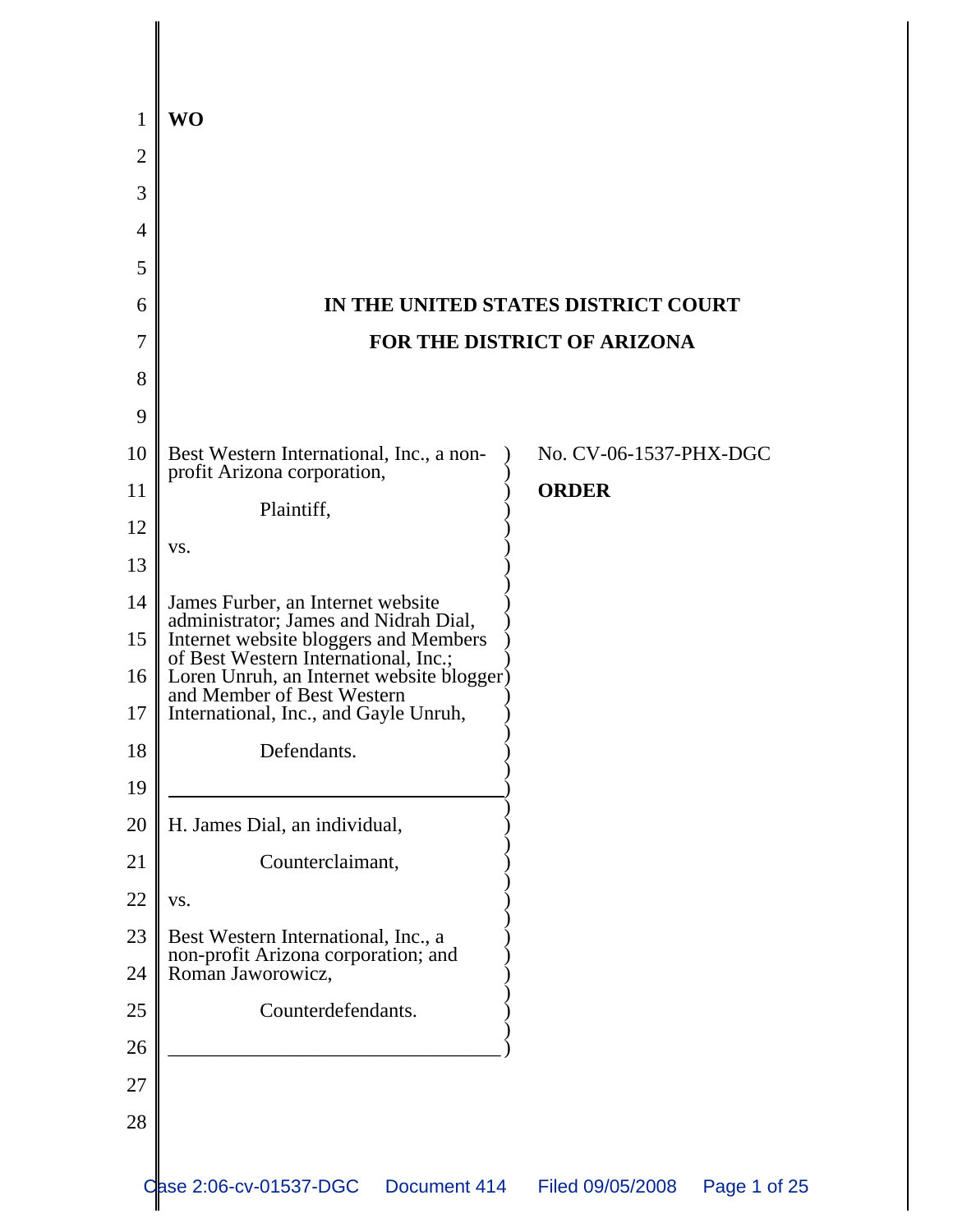**WO**

**IN THE UNITED STATES DISTRICT COURT**

**FOR THE DISTRICT OF ARIZONA**

| | |
|---|---|
| Best Western International, Inc., a non-profit Arizona corporation,<br><br>Plaintiff,<br><br>vs.<br><br>James Furber, an Internet website administrator; James and Nidrah Dial, Internet website bloggers and Members of Best Western International, Inc.; Loren Unruh, an Internet website blogger and Member of Best Western International, Inc., and Gayle Unruh,<br><br>Defendants. | No. CV-06-1537-PHX-DGC<br><br>**ORDER** |
| H. James Dial, an individual,<br><br>Counterclaimant,<br><br>vs.<br><br>Best Western International, Inc., a non-profit Arizona corporation; and Roman Jaworowicz,<br><br>Counterdefendants. | |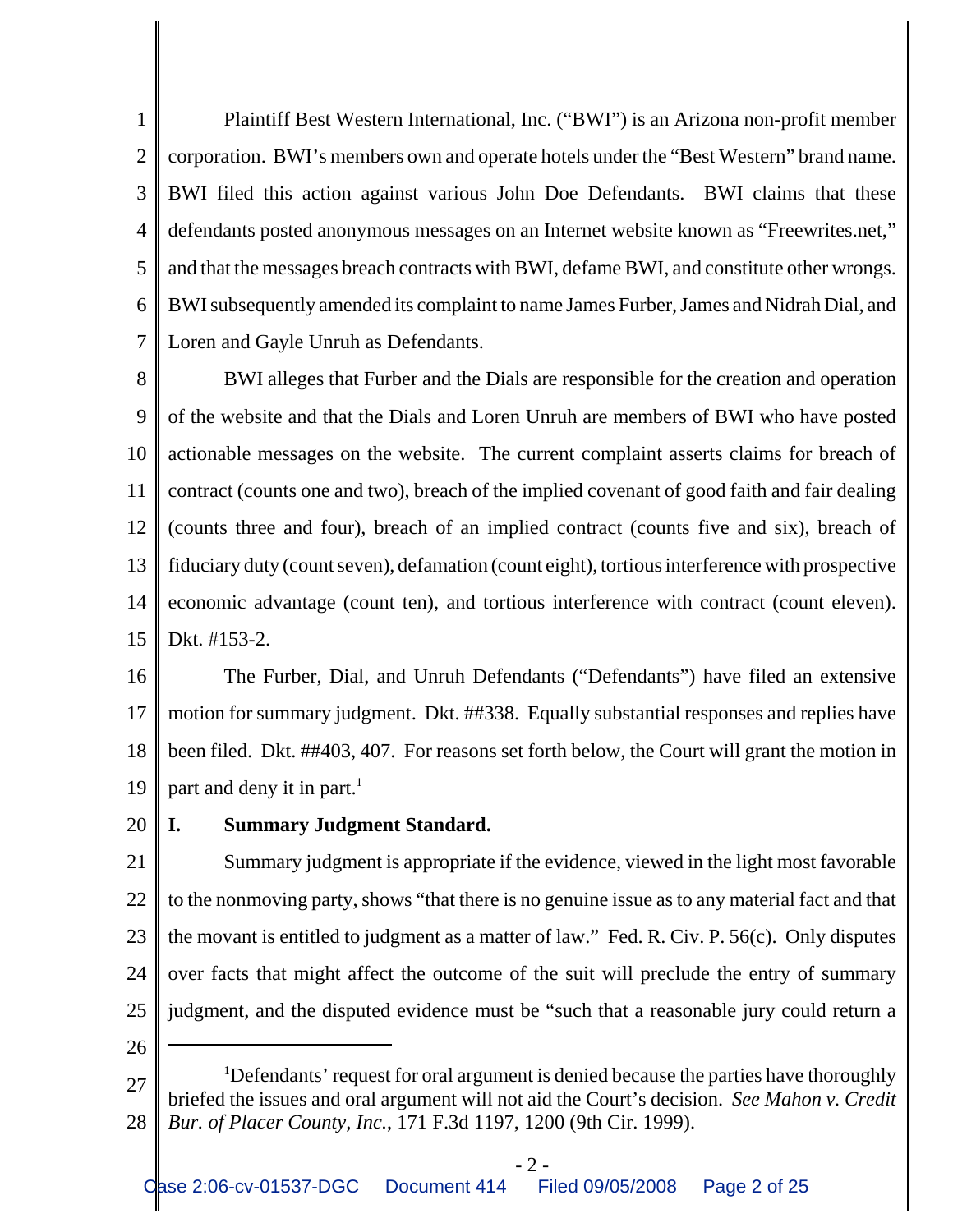Plaintiff Best Western International, Inc. ("BWI") is an Arizona non-profit member corporation. BWI's members own and operate hotels under the "Best Western" brand name. BWI filed this action against various John Doe Defendants. BWI claims that these defendants posted anonymous messages on an Internet website known as "Freewrites.net," and that the messages breach contracts with BWI, defame BWI, and constitute other wrongs. BWI subsequently amended its complaint to name James Furber, James and Nidrah Dial, and Loren and Gayle Unruh as Defendants.

BWI alleges that Furber and the Dials are responsible for the creation and operation of the website and that the Dials and Loren Unruh are members of BWI who have posted actionable messages on the website. The current complaint asserts claims for breach of contract (counts one and two), breach of the implied covenant of good faith and fair dealing (counts three and four), breach of an implied contract (counts five and six), breach of fiduciary duty (count seven), defamation (count eight), tortious interference with prospective economic advantage (count ten), and tortious interference with contract (count eleven). Dkt. #153-2.

The Furber, Dial, and Unruh Defendants ("Defendants") have filed an extensive motion for summary judgment. Dkt. ##338. Equally substantial responses and replies have been filed. Dkt. ##403, 407. For reasons set forth below, the Court will grant the motion in part and deny it in part.[1]

## I. Summary Judgment Standard.

Summary judgment is appropriate if the evidence, viewed in the light most favorable to the nonmoving party, shows "that there is no genuine issue as to any material fact and that the movant is entitled to judgment as a matter of law." Fed. R. Civ. P. 56(c). Only disputes over facts that might affect the outcome of the suit will preclude the entry of summary judgment, and the disputed evidence must be "such that a reasonable jury could return a

---

[1] Defendants' request for oral argument is denied because the parties have thoroughly briefed the issues and oral argument will not aid the Court's decision. *See Mahon v. Credit Bur. of Placer County, Inc.*, 171 F.3d 1197, 1200 (9th Cir. 1999).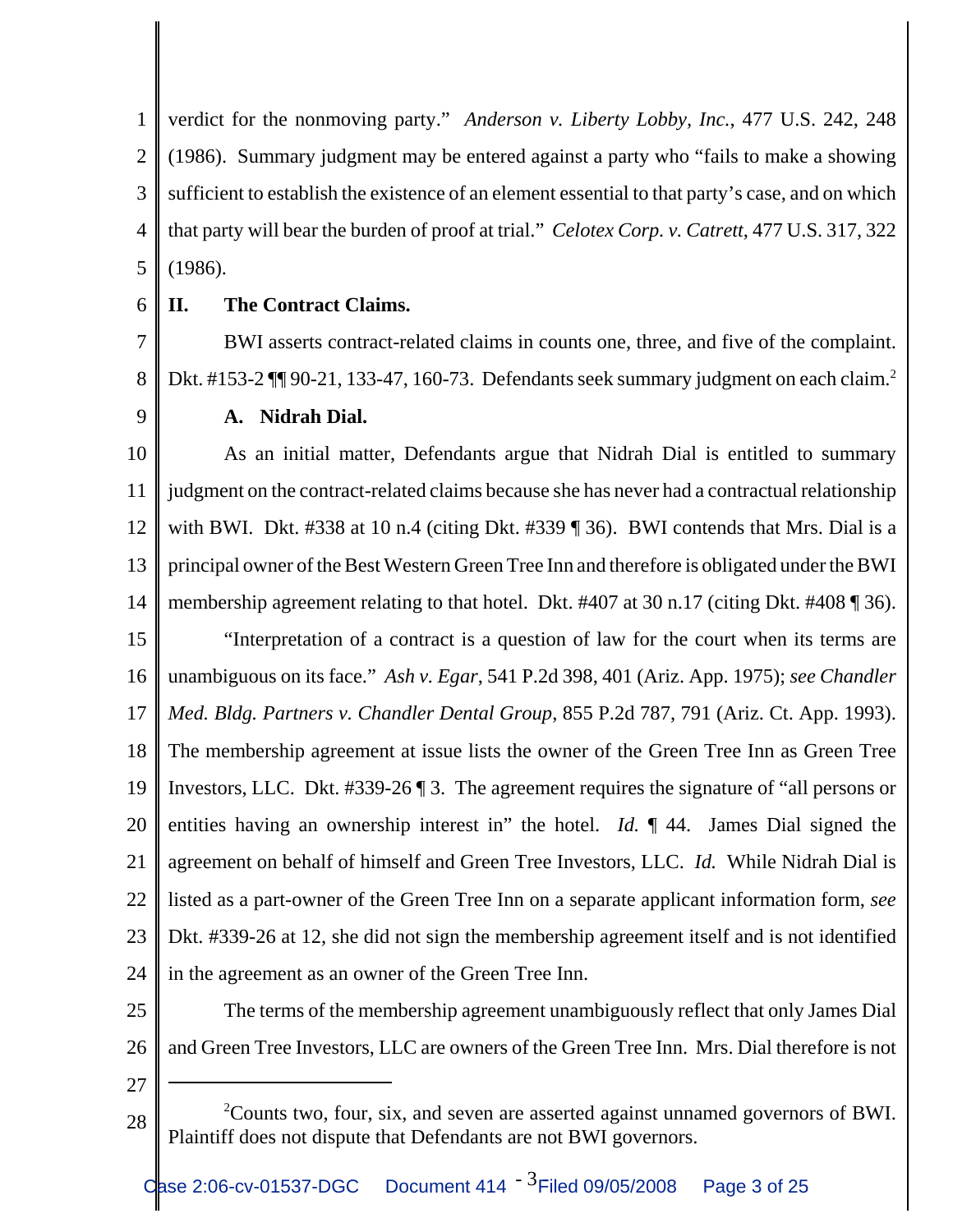verdict for the nonmoving party." *Anderson v. Liberty Lobby, Inc.*, 477 U.S. 242, 248 (1986). Summary judgment may be entered against a party who "fails to make a showing sufficient to establish the existence of an element essential to that party's case, and on which that party will bear the burden of proof at trial." *Celotex Corp. v. Catrett*, 477 U.S. 317, 322 (1986).

## II. The Contract Claims.

BWI asserts contract-related claims in counts one, three, and five of the complaint. Dkt. #153-2 ¶¶ 90-21, 133-47, 160-73. Defendants seek summary judgment on each claim.[2]

### A. Nidrah Dial.

As an initial matter, Defendants argue that Nidrah Dial is entitled to summary judgment on the contract-related claims because she has never had a contractual relationship with BWI. Dkt. #338 at 10 n.4 (citing Dkt. #339 ¶ 36). BWI contends that Mrs. Dial is a principal owner of the Best Western Green Tree Inn and therefore is obligated under the BWI membership agreement relating to that hotel. Dkt. #407 at 30 n.17 (citing Dkt. #408 ¶ 36).

"Interpretation of a contract is a question of law for the court when its terms are unambiguous on its face." *Ash v. Egar*, 541 P.2d 398, 401 (Ariz. App. 1975); *see Chandler Med. Bldg. Partners v. Chandler Dental Group*, 855 P.2d 787, 791 (Ariz. Ct. App. 1993). The membership agreement at issue lists the owner of the Green Tree Inn as Green Tree Investors, LLC. Dkt. #339-26 ¶ 3. The agreement requires the signature of "all persons or entities having an ownership interest in" the hotel. *Id.* ¶ 44. James Dial signed the agreement on behalf of himself and Green Tree Investors, LLC. *Id.* While Nidrah Dial is listed as a part-owner of the Green Tree Inn on a separate applicant information form, *see* Dkt. #339-26 at 12, she did not sign the membership agreement itself and is not identified in the agreement as an owner of the Green Tree Inn.

The terms of the membership agreement unambiguously reflect that only James Dial and Green Tree Investors, LLC are owners of the Green Tree Inn. Mrs. Dial therefore is not

---

[2] Counts two, four, six, and seven are asserted against unnamed governors of BWI. Plaintiff does not dispute that Defendants are not BWI governors.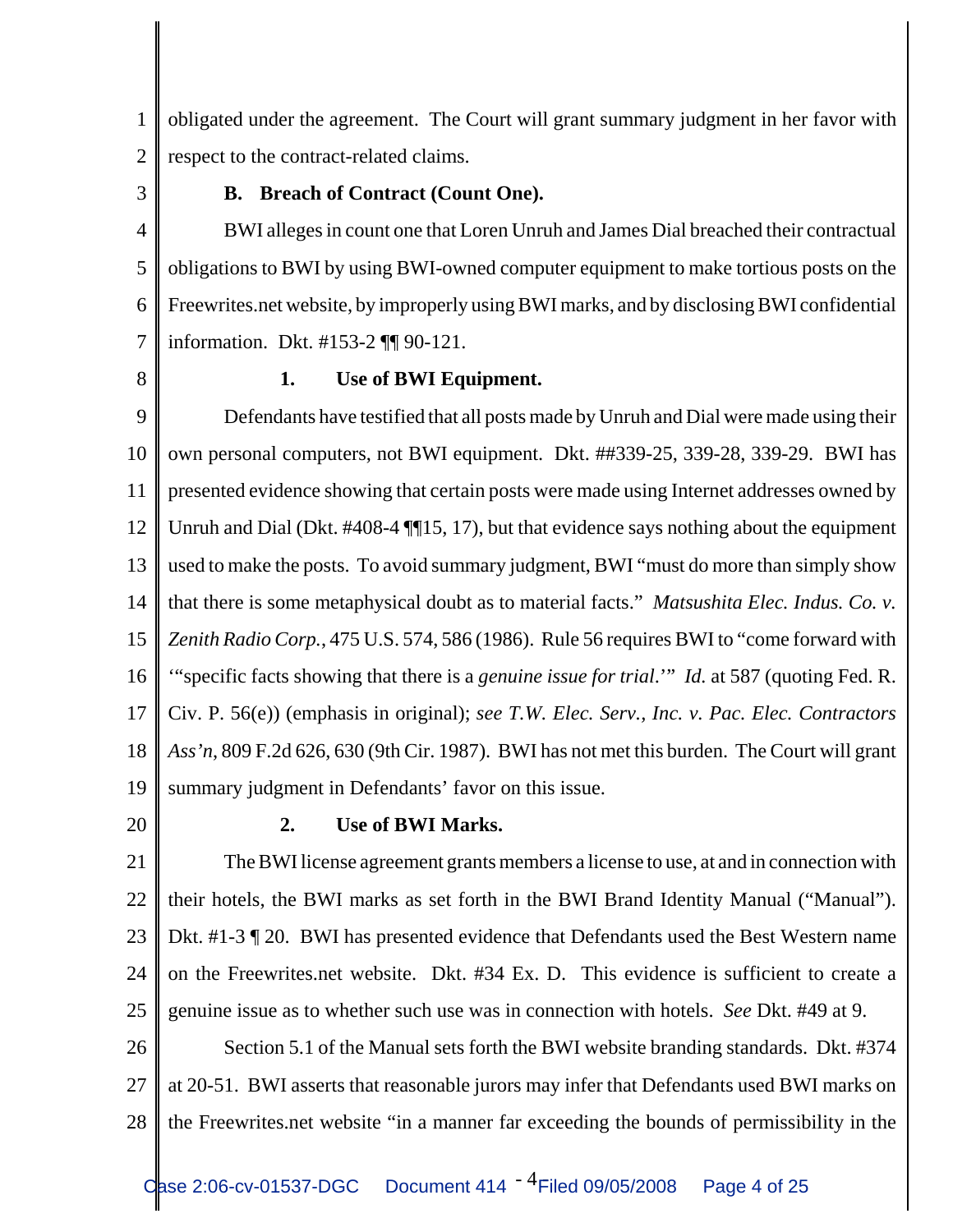obligated under the agreement. The Court will grant summary judgment in her favor with respect to the contract-related claims.

### B. Breach of Contract (Count One).

BWI alleges in count one that Loren Unruh and James Dial breached their contractual obligations to BWI by using BWI-owned computer equipment to make tortious posts on the Freewrites.net website, by improperly using BWI marks, and by disclosing BWI confidential information. Dkt. #153-2 ¶¶ 90-121.

#### 1. Use of BWI Equipment.

Defendants have testified that all posts made by Unruh and Dial were made using their own personal computers, not BWI equipment. Dkt. ##339-25, 339-28, 339-29. BWI has presented evidence showing that certain posts were made using Internet addresses owned by Unruh and Dial (Dkt. #408-4 ¶¶15, 17), but that evidence says nothing about the equipment used to make the posts. To avoid summary judgment, BWI "must do more than simply show that there is some metaphysical doubt as to material facts." *Matsushita Elec. Indus. Co. v. Zenith Radio Corp.*, 475 U.S. 574, 586 (1986). Rule 56 requires BWI to "come forward with '"specific facts showing that there is a *genuine issue for trial*.'" *Id.* at 587 (quoting Fed. R. Civ. P. 56(e)) (emphasis in original); *see T.W. Elec. Serv., Inc. v. Pac. Elec. Contractors Ass'n*, 809 F.2d 626, 630 (9th Cir. 1987). BWI has not met this burden. The Court will grant summary judgment in Defendants' favor on this issue.

#### 2. Use of BWI Marks.

The BWI license agreement grants members a license to use, at and in connection with their hotels, the BWI marks as set forth in the BWI Brand Identity Manual ("Manual"). Dkt. #1-3 ¶ 20. BWI has presented evidence that Defendants used the Best Western name on the Freewrites.net website. Dkt. #34 Ex. D. This evidence is sufficient to create a genuine issue as to whether such use was in connection with hotels. *See* Dkt. #49 at 9.

Section 5.1 of the Manual sets forth the BWI website branding standards. Dkt. #374 at 20-51. BWI asserts that reasonable jurors may infer that Defendants used BWI marks on the Freewrites.net website "in a manner far exceeding the bounds of permissibility in the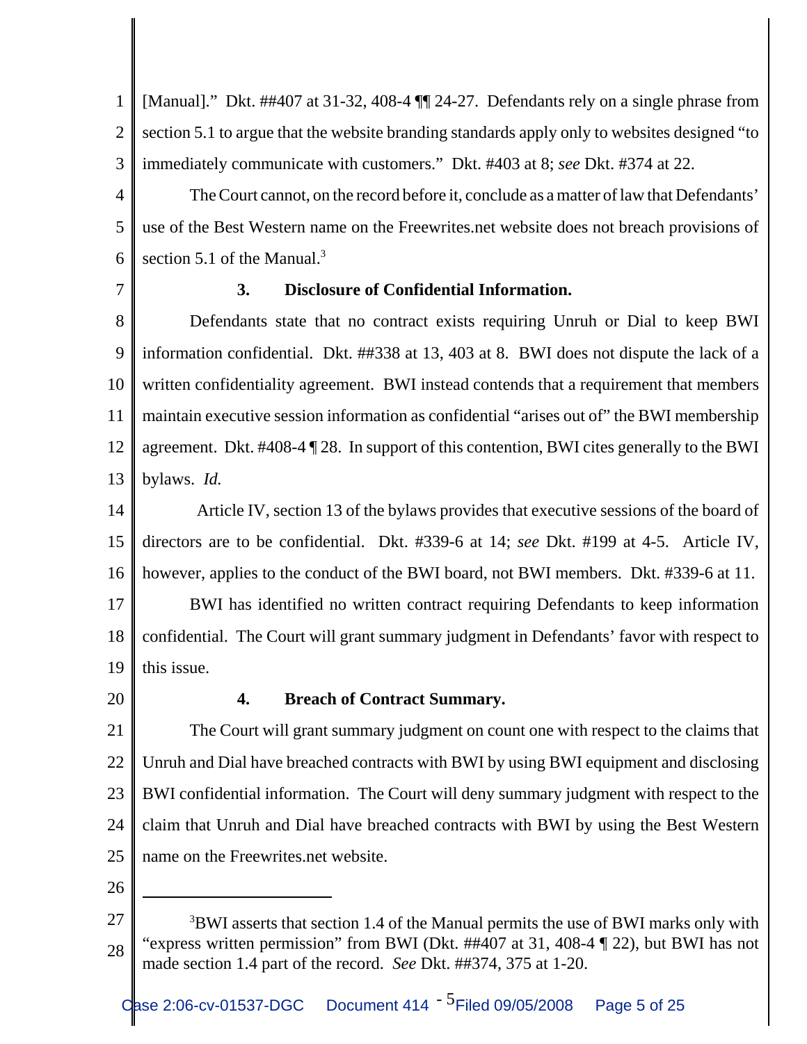[Manual]." Dkt. ##407 at 31-32, 408-4 ¶¶ 24-27. Defendants rely on a single phrase from section 5.1 to argue that the website branding standards apply only to websites designed "to immediately communicate with customers." Dkt. #403 at 8; *see* Dkt. #374 at 22.

The Court cannot, on the record before it, conclude as a matter of law that Defendants' use of the Best Western name on the Freewrites.net website does not breach provisions of section 5.1 of the Manual.[3]

### 3. Disclosure of Confidential Information.

Defendants state that no contract exists requiring Unruh or Dial to keep BWI information confidential. Dkt. ##338 at 13, 403 at 8. BWI does not dispute the lack of a written confidentiality agreement. BWI instead contends that a requirement that members maintain executive session information as confidential "arises out of" the BWI membership agreement. Dkt. #408-4 ¶ 28. In support of this contention, BWI cites generally to the BWI bylaws. *Id.*

Article IV, section 13 of the bylaws provides that executive sessions of the board of directors are to be confidential. Dkt. #339-6 at 14; *see* Dkt. #199 at 4-5. Article IV, however, applies to the conduct of the BWI board, not BWI members. Dkt. #339-6 at 11.

BWI has identified no written contract requiring Defendants to keep information confidential. The Court will grant summary judgment in Defendants' favor with respect to this issue.

### 4. Breach of Contract Summary.

The Court will grant summary judgment on count one with respect to the claims that Unruh and Dial have breached contracts with BWI by using BWI equipment and disclosing BWI confidential information. The Court will deny summary judgment with respect to the claim that Unruh and Dial have breached contracts with BWI by using the Best Western name on the Freewrites.net website.

---

[3]BWI asserts that section 1.4 of the Manual permits the use of BWI marks only with "express written permission" from BWI (Dkt. ##407 at 31, 408-4 ¶ 22), but BWI has not made section 1.4 part of the record. *See* Dkt. ##374, 375 at 1-20.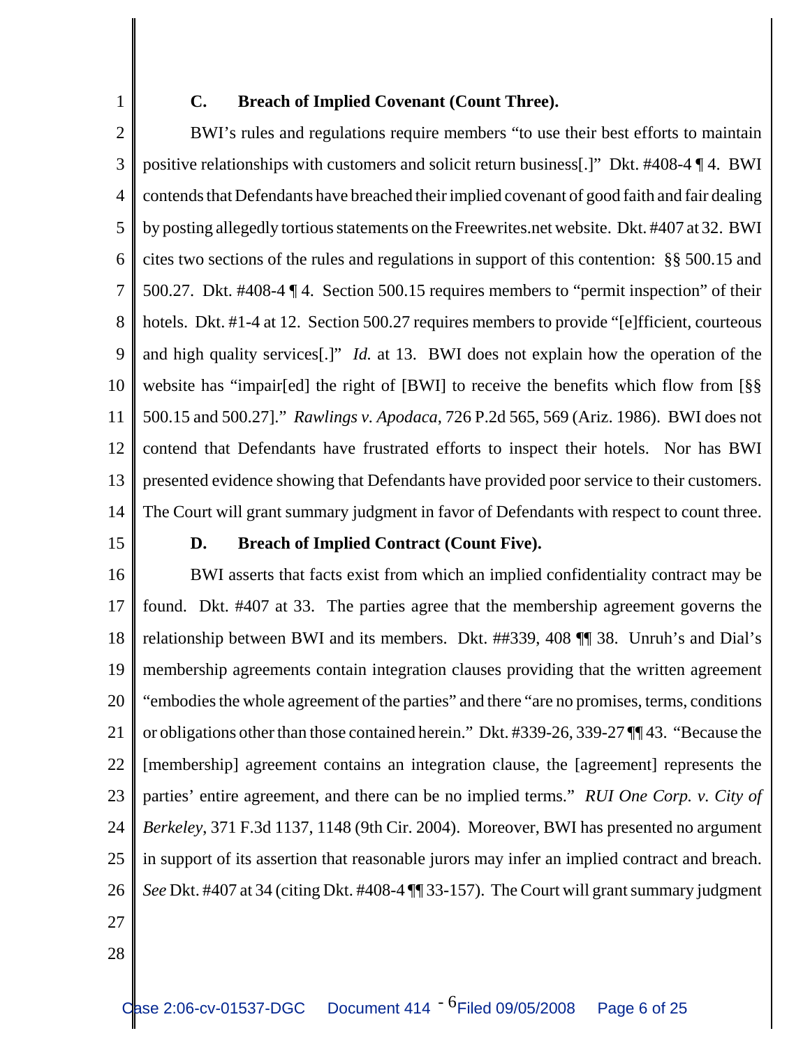### C. Breach of Implied Covenant (Count Three).

BWI's rules and regulations require members "to use their best efforts to maintain positive relationships with customers and solicit return business[.]" Dkt. #408-4 ¶ 4. BWI contends that Defendants have breached their implied covenant of good faith and fair dealing by posting allegedly tortious statements on the Freewrites.net website. Dkt. #407 at 32. BWI cites two sections of the rules and regulations in support of this contention: §§ 500.15 and 500.27. Dkt. #408-4 ¶ 4. Section 500.15 requires members to "permit inspection" of their hotels. Dkt. #1-4 at 12. Section 500.27 requires members to provide "[e]fficient, courteous and high quality services[.]" *Id.* at 13. BWI does not explain how the operation of the website has "impair[ed] the right of [BWI] to receive the benefits which flow from [§§ 500.15 and 500.27]." *Rawlings v. Apodaca*, 726 P.2d 565, 569 (Ariz. 1986). BWI does not contend that Defendants have frustrated efforts to inspect their hotels. Nor has BWI presented evidence showing that Defendants have provided poor service to their customers. The Court will grant summary judgment in favor of Defendants with respect to count three.

### D. Breach of Implied Contract (Count Five).

BWI asserts that facts exist from which an implied confidentiality contract may be found. Dkt. #407 at 33. The parties agree that the membership agreement governs the relationship between BWI and its members. Dkt. ##339, 408 ¶¶ 38. Unruh's and Dial's membership agreements contain integration clauses providing that the written agreement "embodies the whole agreement of the parties" and there "are no promises, terms, conditions or obligations other than those contained herein." Dkt. #339-26, 339-27 ¶¶ 43. "Because the [membership] agreement contains an integration clause, the [agreement] represents the parties' entire agreement, and there can be no implied terms." *RUI One Corp. v. City of Berkeley*, 371 F.3d 1137, 1148 (9th Cir. 2004). Moreover, BWI has presented no argument in support of its assertion that reasonable jurors may infer an implied contract and breach. *See* Dkt. #407 at 34 (citing Dkt. #408-4 ¶¶ 33-157). The Court will grant summary judgment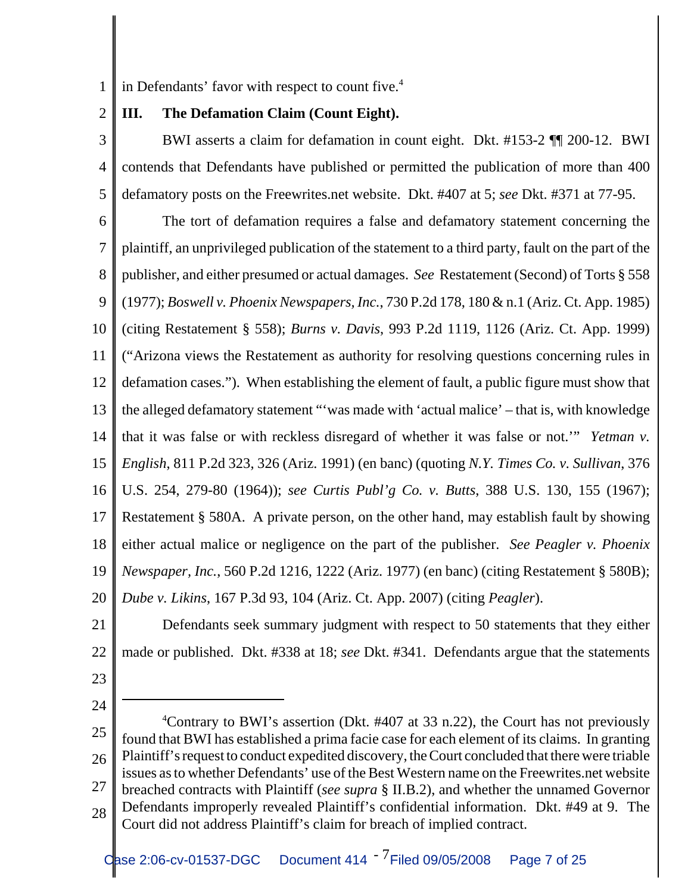in Defendants' favor with respect to count five.[4]

## III. The Defamation Claim (Count Eight).

BWI asserts a claim for defamation in count eight. Dkt. #153-2 ¶¶ 200-12. BWI contends that Defendants have published or permitted the publication of more than 400 defamatory posts on the Freewrites.net website. Dkt. #407 at 5; *see* Dkt. #371 at 77-95.

The tort of defamation requires a false and defamatory statement concerning the plaintiff, an unprivileged publication of the statement to a third party, fault on the part of the publisher, and either presumed or actual damages. *See* Restatement (Second) of Torts § 558 (1977); *Boswell v. Phoenix Newspapers, Inc.*, 730 P.2d 178, 180 & n.1 (Ariz. Ct. App. 1985) (citing Restatement § 558); *Burns v. Davis*, 993 P.2d 1119, 1126 (Ariz. Ct. App. 1999) ("Arizona views the Restatement as authority for resolving questions concerning rules in defamation cases."). When establishing the element of fault, a public figure must show that the alleged defamatory statement "'was made with 'actual malice' – that is, with knowledge that it was false or with reckless disregard of whether it was false or not.'" *Yetman v. English*, 811 P.2d 323, 326 (Ariz. 1991) (en banc) (quoting *N.Y. Times Co. v. Sullivan*, 376 U.S. 254, 279-80 (1964)); *see Curtis Publ'g Co. v. Butts*, 388 U.S. 130, 155 (1967); Restatement § 580A. A private person, on the other hand, may establish fault by showing either actual malice or negligence on the part of the publisher. *See Peagler v. Phoenix Newspaper, Inc.*, 560 P.2d 1216, 1222 (Ariz. 1977) (en banc) (citing Restatement § 580B); *Dube v. Likins*, 167 P.3d 93, 104 (Ariz. Ct. App. 2007) (citing *Peagler*).

Defendants seek summary judgment with respect to 50 statements that they either made or published. Dkt. #338 at 18; *see* Dkt. #341. Defendants argue that the statements

---

[4] Contrary to BWI's assertion (Dkt. #407 at 33 n.22), the Court has not previously found that BWI has established a prima facie case for each element of its claims. In granting Plaintiff's request to conduct expedited discovery, the Court concluded that there were triable issues as to whether Defendants' use of the Best Western name on the Freewrites.net website breached contracts with Plaintiff (*see supra* § II.B.2), and whether the unnamed Governor Defendants improperly revealed Plaintiff's confidential information. Dkt. #49 at 9. The Court did not address Plaintiff's claim for breach of implied contract.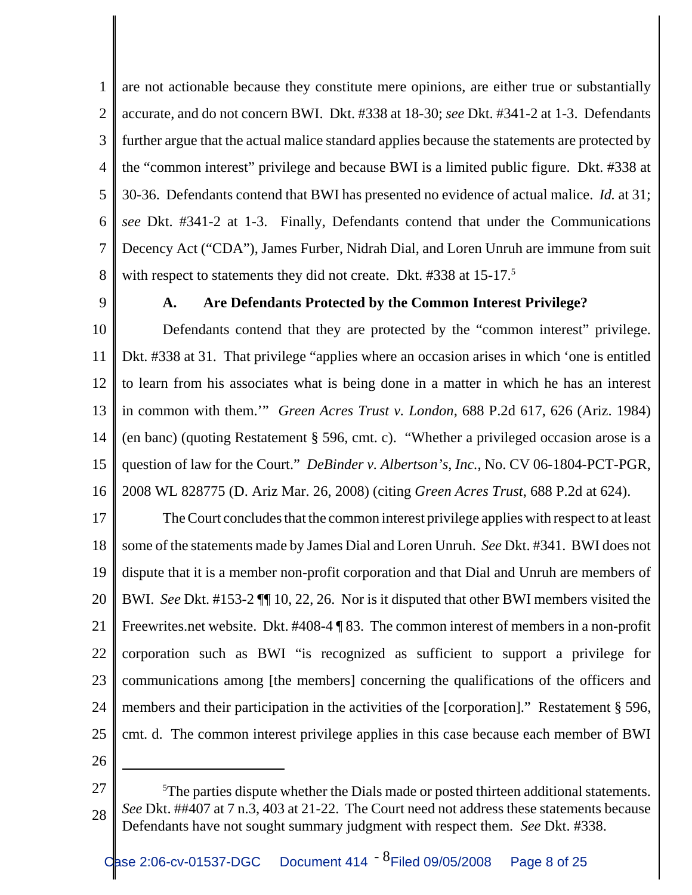are not actionable because they constitute mere opinions, are either true or substantially accurate, and do not concern BWI. Dkt. #338 at 18-30; *see* Dkt. #341-2 at 1-3. Defendants further argue that the actual malice standard applies because the statements are protected by the "common interest" privilege and because BWI is a limited public figure. Dkt. #338 at 30-36. Defendants contend that BWI has presented no evidence of actual malice. *Id.* at 31; *see* Dkt. #341-2 at 1-3. Finally, Defendants contend that under the Communications Decency Act ("CDA"), James Furber, Nidrah Dial, and Loren Unruh are immune from suit with respect to statements they did not create. Dkt. #338 at 15-17.[5]

### A. Are Defendants Protected by the Common Interest Privilege?

Defendants contend that they are protected by the "common interest" privilege. Dkt. #338 at 31. That privilege "applies where an occasion arises in which 'one is entitled to learn from his associates what is being done in a matter in which he has an interest in common with them.'" *Green Acres Trust v. London*, 688 P.2d 617, 626 (Ariz. 1984) (en banc) (quoting Restatement § 596, cmt. c). "Whether a privileged occasion arose is a question of law for the Court." *DeBinder v. Albertson's, Inc.*, No. CV 06-1804-PCT-PGR, 2008 WL 828775 (D. Ariz Mar. 26, 2008) (citing *Green Acres Trust*, 688 P.2d at 624).

The Court concludes that the common interest privilege applies with respect to at least some of the statements made by James Dial and Loren Unruh. *See* Dkt. #341. BWI does not dispute that it is a member non-profit corporation and that Dial and Unruh are members of BWI. *See* Dkt. #153-2 ¶¶ 10, 22, 26. Nor is it disputed that other BWI members visited the Freewrites.net website. Dkt. #408-4 ¶ 83. The common interest of members in a non-profit corporation such as BWI "is recognized as sufficient to support a privilege for communications among [the members] concerning the qualifications of the officers and members and their participation in the activities of the [corporation]." Restatement § 596, cmt. d. The common interest privilege applies in this case because each member of BWI

---

[5]The parties dispute whether the Dials made or posted thirteen additional statements. *See* Dkt. ##407 at 7 n.3, 403 at 21-22. The Court need not address these statements because Defendants have not sought summary judgment with respect them. *See* Dkt. #338.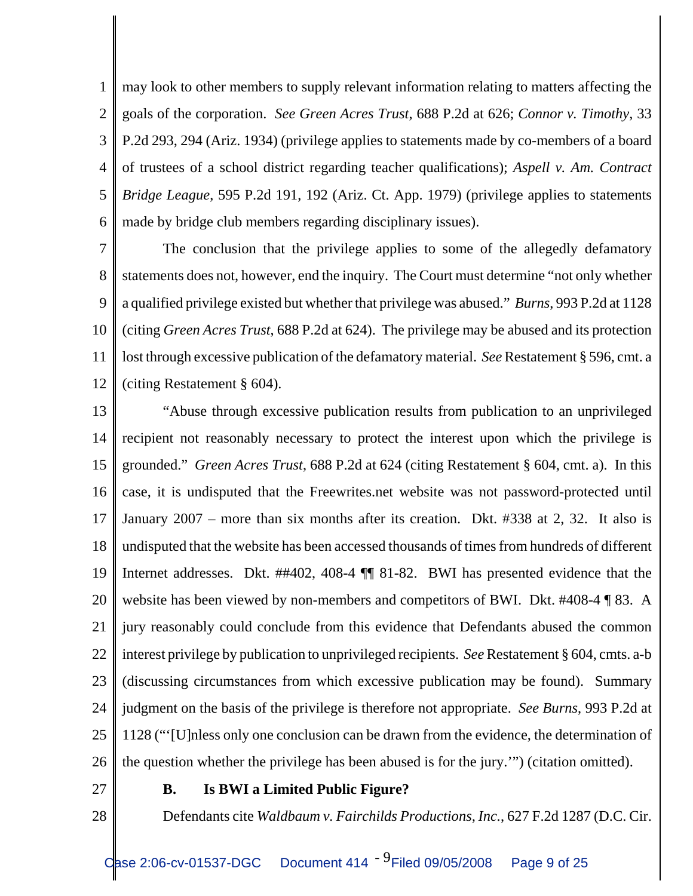may look to other members to supply relevant information relating to matters affecting the goals of the corporation. *See Green Acres Trust*, 688 P.2d at 626; *Connor v. Timothy*, 33 P.2d 293, 294 (Ariz. 1934) (privilege applies to statements made by co-members of a board of trustees of a school district regarding teacher qualifications); *Aspell v. Am. Contract Bridge League*, 595 P.2d 191, 192 (Ariz. Ct. App. 1979) (privilege applies to statements made by bridge club members regarding disciplinary issues).

The conclusion that the privilege applies to some of the allegedly defamatory statements does not, however, end the inquiry. The Court must determine "not only whether a qualified privilege existed but whether that privilege was abused." *Burns*, 993 P.2d at 1128 (citing *Green Acres Trust*, 688 P.2d at 624). The privilege may be abused and its protection lost through excessive publication of the defamatory material. *See* Restatement § 596, cmt. a (citing Restatement § 604).

"Abuse through excessive publication results from publication to an unprivileged recipient not reasonably necessary to protect the interest upon which the privilege is grounded." *Green Acres Trust*, 688 P.2d at 624 (citing Restatement § 604, cmt. a). In this case, it is undisputed that the Freewrites.net website was not password-protected until January 2007 – more than six months after its creation. Dkt. #338 at 2, 32. It also is undisputed that the website has been accessed thousands of times from hundreds of different Internet addresses. Dkt. ##402, 408-4 ¶¶ 81-82. BWI has presented evidence that the website has been viewed by non-members and competitors of BWI. Dkt. #408-4 ¶ 83. A jury reasonably could conclude from this evidence that Defendants abused the common interest privilege by publication to unprivileged recipients. *See* Restatement § 604, cmts. a-b (discussing circumstances from which excessive publication may be found). Summary judgment on the basis of the privilege is therefore not appropriate. *See Burns*, 993 P.2d at 1128 ("'[U]nless only one conclusion can be drawn from the evidence, the determination of the question whether the privilege has been abused is for the jury.'") (citation omitted).

### B. Is BWI a Limited Public Figure?

Defendants cite *Waldbaum v. Fairchilds Productions, Inc.*, 627 F.2d 1287 (D.C. Cir.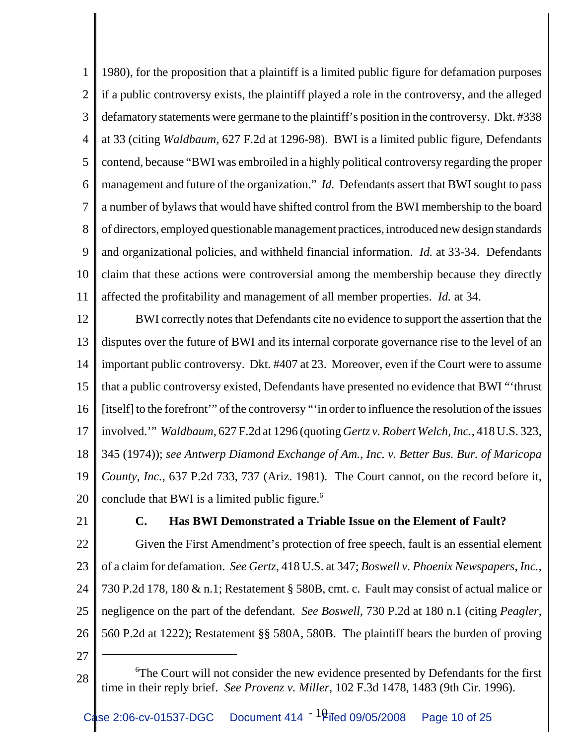1980), for the proposition that a plaintiff is a limited public figure for defamation purposes if a public controversy exists, the plaintiff played a role in the controversy, and the alleged defamatory statements were germane to the plaintiff's position in the controversy. Dkt. #338 at 33 (citing *Waldbaum*, 627 F.2d at 1296-98). BWI is a limited public figure, Defendants contend, because "BWI was embroiled in a highly political controversy regarding the proper management and future of the organization." *Id.* Defendants assert that BWI sought to pass a number of bylaws that would have shifted control from the BWI membership to the board of directors, employed questionable management practices, introduced new design standards and organizational policies, and withheld financial information. *Id.* at 33-34. Defendants claim that these actions were controversial among the membership because they directly affected the profitability and management of all member properties. *Id.* at 34.

BWI correctly notes that Defendants cite no evidence to support the assertion that the disputes over the future of BWI and its internal corporate governance rise to the level of an important public controversy. Dkt. #407 at 23. Moreover, even if the Court were to assume that a public controversy existed, Defendants have presented no evidence that BWI "'thrust [itself] to the forefront'" of the controversy "'in order to influence the resolution of the issues involved.'" *Waldbaum*, 627 F.2d at 1296 (quoting *Gertz v. Robert Welch, Inc.*, 418 U.S. 323, 345 (1974)); *see Antwerp Diamond Exchange of Am., Inc. v. Better Bus. Bur. of Maricopa County, Inc.*, 637 P.2d 733, 737 (Ariz. 1981). The Court cannot, on the record before it, conclude that BWI is a limited public figure.[6]

### C. Has BWI Demonstrated a Triable Issue on the Element of Fault?

Given the First Amendment's protection of free speech, fault is an essential element of a claim for defamation. *See Gertz*, 418 U.S. at 347; *Boswell v. Phoenix Newspapers, Inc.*, 730 P.2d 178, 180 & n.1; Restatement § 580B, cmt. c. Fault may consist of actual malice or negligence on the part of the defendant. *See Boswell*, 730 P.2d at 180 n.1 (citing *Peagler*, 560 P.2d at 1222); Restatement §§ 580A, 580B. The plaintiff bears the burden of proving

---

[6]The Court will not consider the new evidence presented by Defendants for the first time in their reply brief. *See Provenz v. Miller*, 102 F.3d 1478, 1483 (9th Cir. 1996).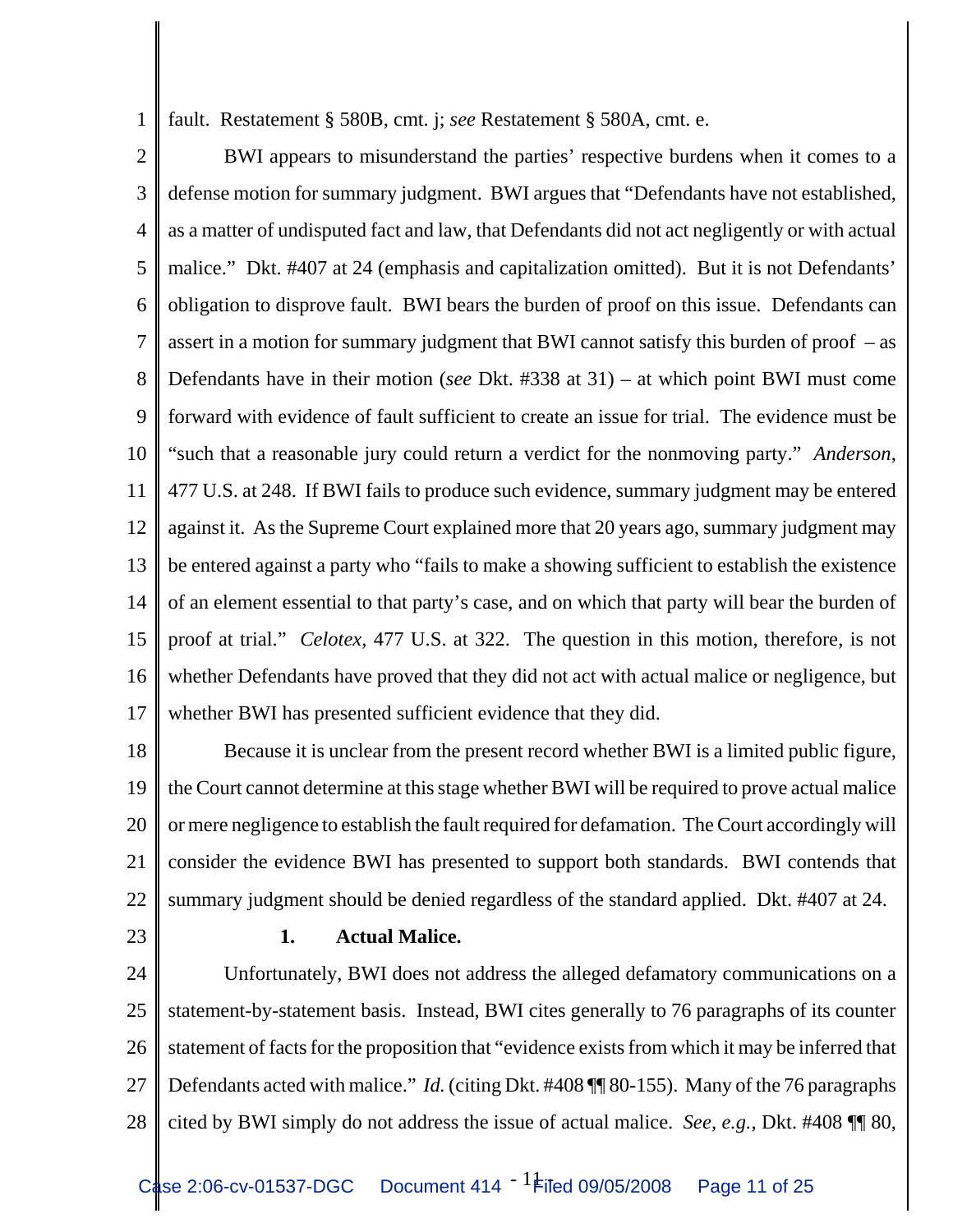fault. Restatement § 580B, cmt. j; *see* Restatement § 580A, cmt. e.

BWI appears to misunderstand the parties' respective burdens when it comes to a defense motion for summary judgment. BWI argues that "Defendants have not established, as a matter of undisputed fact and law, that Defendants did not act negligently or with actual malice." Dkt. #407 at 24 (emphasis and capitalization omitted). But it is not Defendants' obligation to disprove fault. BWI bears the burden of proof on this issue. Defendants can assert in a motion for summary judgment that BWI cannot satisfy this burden of proof – as Defendants have in their motion (*see* Dkt. #338 at 31) – at which point BWI must come forward with evidence of fault sufficient to create an issue for trial. The evidence must be "such that a reasonable jury could return a verdict for the nonmoving party." *Anderson*, 477 U.S. at 248. If BWI fails to produce such evidence, summary judgment may be entered against it. As the Supreme Court explained more that 20 years ago, summary judgment may be entered against a party who "fails to make a showing sufficient to establish the existence of an element essential to that party's case, and on which that party will bear the burden of proof at trial." *Celotex*, 477 U.S. at 322. The question in this motion, therefore, is not whether Defendants have proved that they did not act with actual malice or negligence, but whether BWI has presented sufficient evidence that they did.

Because it is unclear from the present record whether BWI is a limited public figure, the Court cannot determine at this stage whether BWI will be required to prove actual malice or mere negligence to establish the fault required for defamation. The Court accordingly will consider the evidence BWI has presented to support both standards. BWI contends that summary judgment should be denied regardless of the standard applied. Dkt. #407 at 24.

**1. Actual Malice.**

Unfortunately, BWI does not address the alleged defamatory communications on a statement-by-statement basis. Instead, BWI cites generally to 76 paragraphs of its counter statement of facts for the proposition that "evidence exists from which it may be inferred that Defendants acted with malice." *Id.* (citing Dkt. #408 ¶¶ 80-155). Many of the 76 paragraphs cited by BWI simply do not address the issue of actual malice. *See, e.g.,* Dkt. #408 ¶¶ 80,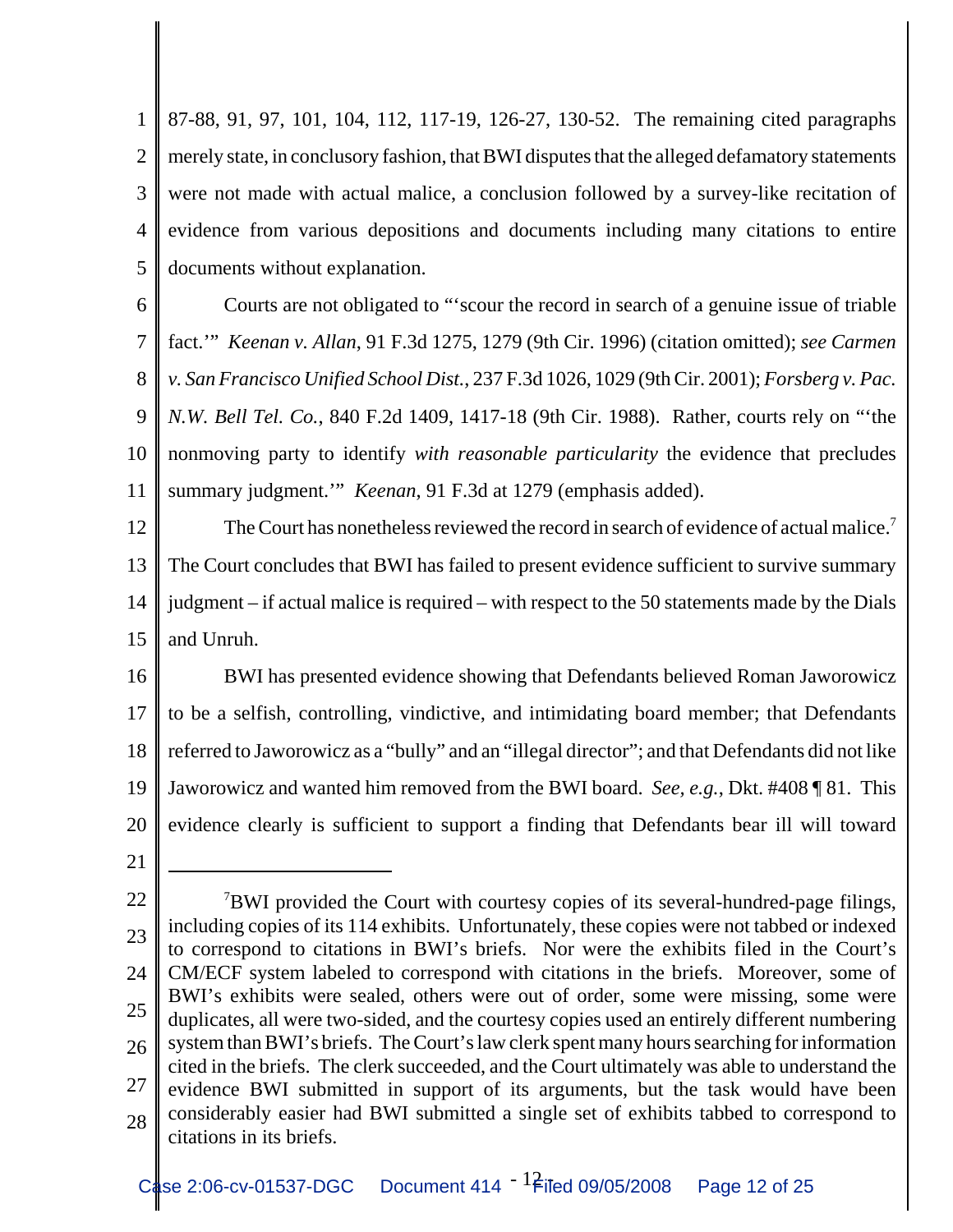87-88, 91, 97, 101, 104, 112, 117-19, 126-27, 130-52. The remaining cited paragraphs merely state, in conclusory fashion, that BWI disputes that the alleged defamatory statements were not made with actual malice, a conclusion followed by a survey-like recitation of evidence from various depositions and documents including many citations to entire documents without explanation.

Courts are not obligated to "'scour the record in search of a genuine issue of triable fact.'" *Keenan v. Allan*, 91 F.3d 1275, 1279 (9th Cir. 1996) (citation omitted); *see Carmen v. San Francisco Unified School Dist.*, 237 F.3d 1026, 1029 (9th Cir. 2001); *Forsberg v. Pac. N.W. Bell Tel. Co.*, 840 F.2d 1409, 1417-18 (9th Cir. 1988). Rather, courts rely on "'the nonmoving party to identify *with reasonable particularity* the evidence that precludes summary judgment.'" *Keenan*, 91 F.3d at 1279 (emphasis added).

The Court has nonetheless reviewed the record in search of evidence of actual malice.[7] The Court concludes that BWI has failed to present evidence sufficient to survive summary judgment – if actual malice is required – with respect to the 50 statements made by the Dials and Unruh.

BWI has presented evidence showing that Defendants believed Roman Jaworowicz to be a selfish, controlling, vindictive, and intimidating board member; that Defendants referred to Jaworowicz as a "bully" and an "illegal director"; and that Defendants did not like Jaworowicz and wanted him removed from the BWI board. *See, e.g.*, Dkt. #408 ¶ 81. This evidence clearly is sufficient to support a finding that Defendants bear ill will toward

---

[7]BWI provided the Court with courtesy copies of its several-hundred-page filings, including copies of its 114 exhibits. Unfortunately, these copies were not tabbed or indexed to correspond to citations in BWI's briefs. Nor were the exhibits filed in the Court's CM/ECF system labeled to correspond with citations in the briefs. Moreover, some of BWI's exhibits were sealed, others were out of order, some were missing, some were duplicates, all were two-sided, and the courtesy copies used an entirely different numbering system than BWI's briefs. The Court's law clerk spent many hours searching for information cited in the briefs. The clerk succeeded, and the Court ultimately was able to understand the evidence BWI submitted in support of its arguments, but the task would have been considerably easier had BWI submitted a single set of exhibits tabbed to correspond to citations in its briefs.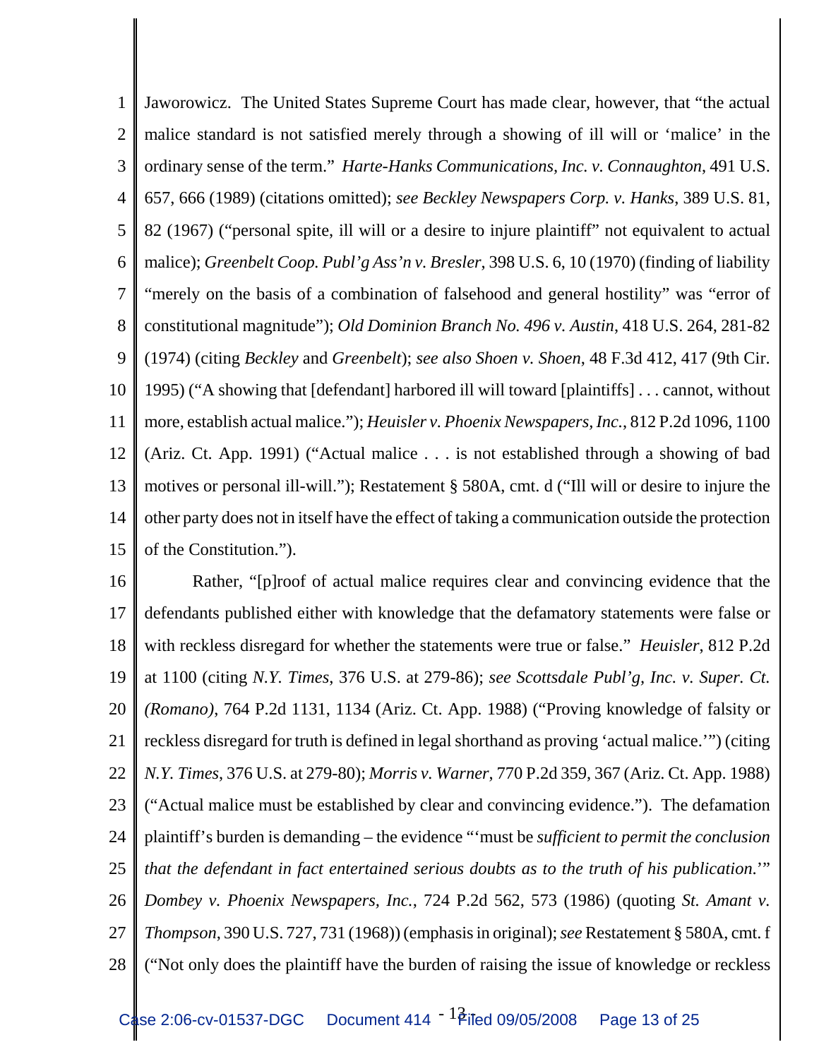Jaworowicz. The United States Supreme Court has made clear, however, that "the actual malice standard is not satisfied merely through a showing of ill will or 'malice' in the ordinary sense of the term." *Harte-Hanks Communications, Inc. v. Connaughton*, 491 U.S. 657, 666 (1989) (citations omitted); *see Beckley Newspapers Corp. v. Hanks*, 389 U.S. 81, 82 (1967) ("personal spite, ill will or a desire to injure plaintiff" not equivalent to actual malice); *Greenbelt Coop. Publ'g Ass'n v. Bresler*, 398 U.S. 6, 10 (1970) (finding of liability "merely on the basis of a combination of falsehood and general hostility" was "error of constitutional magnitude"); *Old Dominion Branch No. 496 v. Austin*, 418 U.S. 264, 281-82 (1974) (citing *Beckley* and *Greenbelt*); *see also Shoen v. Shoen*, 48 F.3d 412, 417 (9th Cir. 1995) ("A showing that [defendant] harbored ill will toward [plaintiffs] . . . cannot, without more, establish actual malice."); *Heuisler v. Phoenix Newspapers, Inc.*, 812 P.2d 1096, 1100 (Ariz. Ct. App. 1991) ("Actual malice . . . is not established through a showing of bad motives or personal ill-will."); Restatement § 580A, cmt. d ("Ill will or desire to injure the other party does not in itself have the effect of taking a communication outside the protection of the Constitution.").

Rather, "[p]roof of actual malice requires clear and convincing evidence that the defendants published either with knowledge that the defamatory statements were false or with reckless disregard for whether the statements were true or false." *Heuisler*, 812 P.2d at 1100 (citing *N.Y. Times*, 376 U.S. at 279-86); *see Scottsdale Publ'g, Inc. v. Super. Ct. (Romano)*, 764 P.2d 1131, 1134 (Ariz. Ct. App. 1988) ("Proving knowledge of falsity or reckless disregard for truth is defined in legal shorthand as proving 'actual malice.'") (citing *N.Y. Times*, 376 U.S. at 279-80); *Morris v. Warner*, 770 P.2d 359, 367 (Ariz. Ct. App. 1988) ("Actual malice must be established by clear and convincing evidence."). The defamation plaintiff's burden is demanding – the evidence "'must be *sufficient to permit the conclusion that the defendant in fact entertained serious doubts as to the truth of his publication.*'" *Dombey v. Phoenix Newspapers, Inc.*, 724 P.2d 562, 573 (1986) (quoting *St. Amant v. Thompson*, 390 U.S. 727, 731 (1968)) (emphasis in original); *see* Restatement § 580A, cmt. f ("Not only does the plaintiff have the burden of raising the issue of knowledge or reckless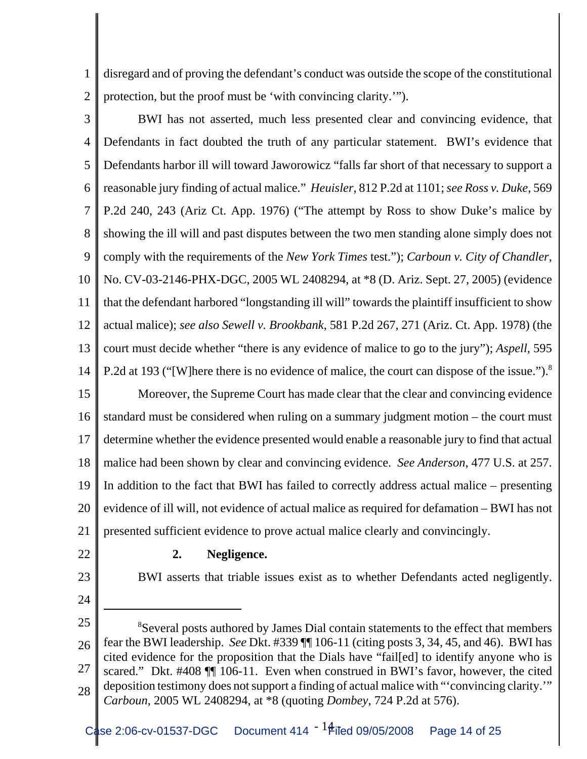disregard and of proving the defendant's conduct was outside the scope of the constitutional protection, but the proof must be 'with convincing clarity.'").

BWI has not asserted, much less presented clear and convincing evidence, that Defendants in fact doubted the truth of any particular statement. BWI's evidence that Defendants harbor ill will toward Jaworowicz "falls far short of that necessary to support a reasonable jury finding of actual malice." *Heuisler*, 812 P.2d at 1101; *see Ross v. Duke*, 569 P.2d 240, 243 (Ariz Ct. App. 1976) ("The attempt by Ross to show Duke's malice by showing the ill will and past disputes between the two men standing alone simply does not comply with the requirements of the *New York Times* test."); *Carboun v. City of Chandler*, No. CV-03-2146-PHX-DGC, 2005 WL 2408294, at *8 (D. Ariz. Sept. 27, 2005) (evidence that the defendant harbored "longstanding ill will" towards the plaintiff insufficient to show actual malice); *see also Sewell v. Brookbank*, 581 P.2d 267, 271 (Ariz. Ct. App. 1978) (the court must decide whether "there is any evidence of malice to go to the jury"); *Aspell*, 595 P.2d at 193 ("[W]here there is no evidence of malice, the court can dispose of the issue.").[8]

Moreover, the Supreme Court has made clear that the clear and convincing evidence standard must be considered when ruling on a summary judgment motion – the court must determine whether the evidence presented would enable a reasonable jury to find that actual malice had been shown by clear and convincing evidence. *See Anderson*, 477 U.S. at 257. In addition to the fact that BWI has failed to correctly address actual malice – presenting evidence of ill will, not evidence of actual malice as required for defamation – BWI has not presented sufficient evidence to prove actual malice clearly and convincingly.

**2. Negligence.**

BWI asserts that triable issues exist as to whether Defendants acted negligently.

---

[8]Several posts authored by James Dial contain statements to the effect that members fear the BWI leadership. *See* Dkt. #339 ¶¶ 106-11 (citing posts 3, 34, 45, and 46). BWI has cited evidence for the proposition that the Dials have "fail[ed] to identify anyone who is scared." Dkt. #408 ¶¶ 106-11. Even when construed in BWI's favor, however, the cited deposition testimony does not support a finding of actual malice with "'convincing clarity.'" *Carboun*, 2005 WL 2408294, at *8 (quoting *Dombey*, 724 P.2d at 576).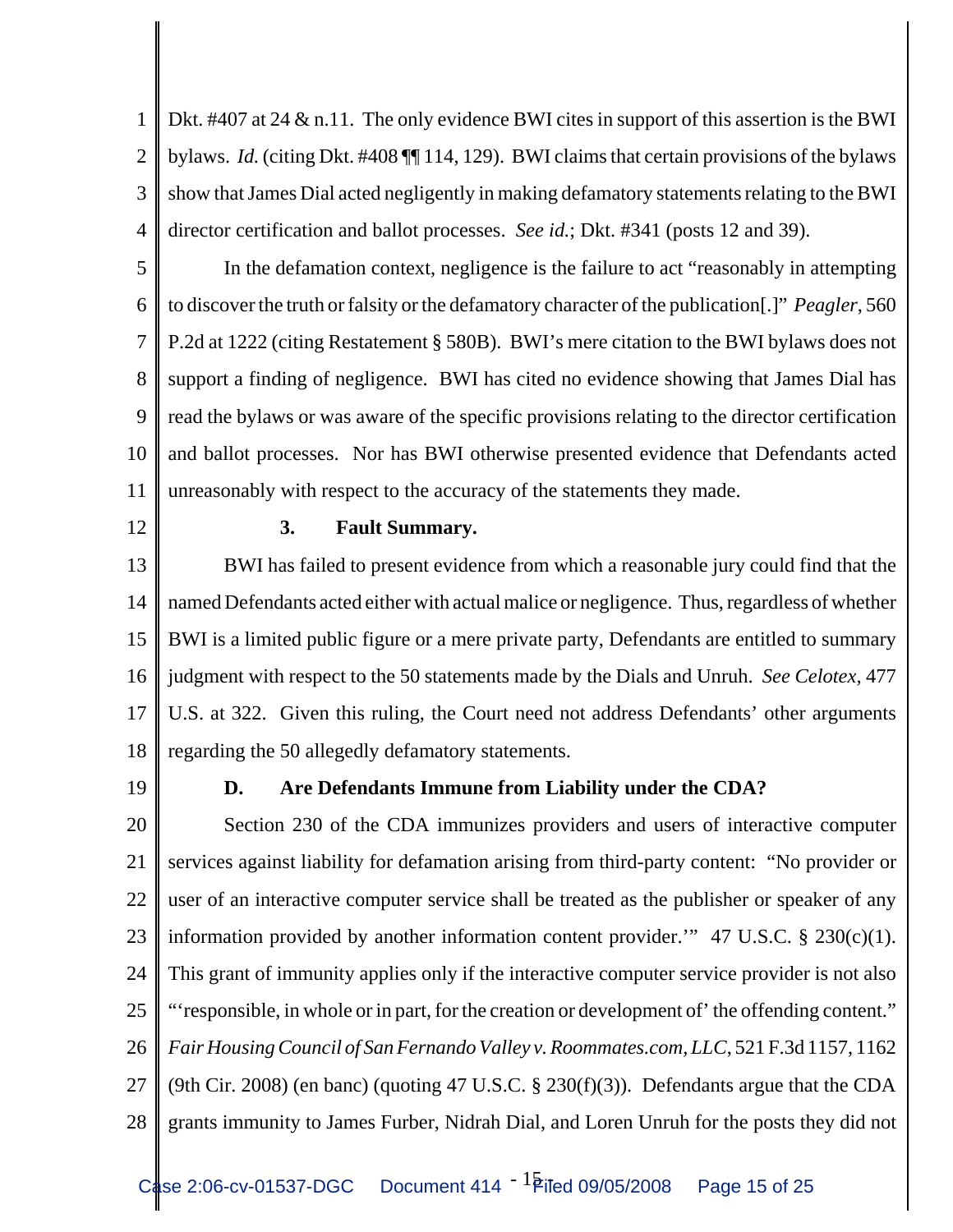Dkt. #407 at 24 & n.11. The only evidence BWI cites in support of this assertion is the BWI bylaws. *Id.* (citing Dkt. #408 ¶¶ 114, 129). BWI claims that certain provisions of the bylaws show that James Dial acted negligently in making defamatory statements relating to the BWI director certification and ballot processes. *See id.*; Dkt. #341 (posts 12 and 39).

In the defamation context, negligence is the failure to act "reasonably in attempting to discover the truth or falsity or the defamatory character of the publication[.]" *Peagler*, 560 P.2d at 1222 (citing Restatement § 580B). BWI's mere citation to the BWI bylaws does not support a finding of negligence. BWI has cited no evidence showing that James Dial has read the bylaws or was aware of the specific provisions relating to the director certification and ballot processes. Nor has BWI otherwise presented evidence that Defendants acted unreasonably with respect to the accuracy of the statements they made.

**3. Fault Summary.**

BWI has failed to present evidence from which a reasonable jury could find that the named Defendants acted either with actual malice or negligence. Thus, regardless of whether BWI is a limited public figure or a mere private party, Defendants are entitled to summary judgment with respect to the 50 statements made by the Dials and Unruh. *See Celotex*, 477 U.S. at 322. Given this ruling, the Court need not address Defendants' other arguments regarding the 50 allegedly defamatory statements.

**D. Are Defendants Immune from Liability under the CDA?**

Section 230 of the CDA immunizes providers and users of interactive computer services against liability for defamation arising from third-party content: "No provider or user of an interactive computer service shall be treated as the publisher or speaker of any information provided by another information content provider.'" 47 U.S.C. § 230(c)(1). This grant of immunity applies only if the interactive computer service provider is not also "'responsible, in whole or in part, for the creation or development of' the offending content." *Fair Housing Council of San Fernando Valley v. Roommates.com, LLC*, 521 F.3d 1157, 1162 (9th Cir. 2008) (en banc) (quoting 47 U.S.C. § 230(f)(3)). Defendants argue that the CDA grants immunity to James Furber, Nidrah Dial, and Loren Unruh for the posts they did not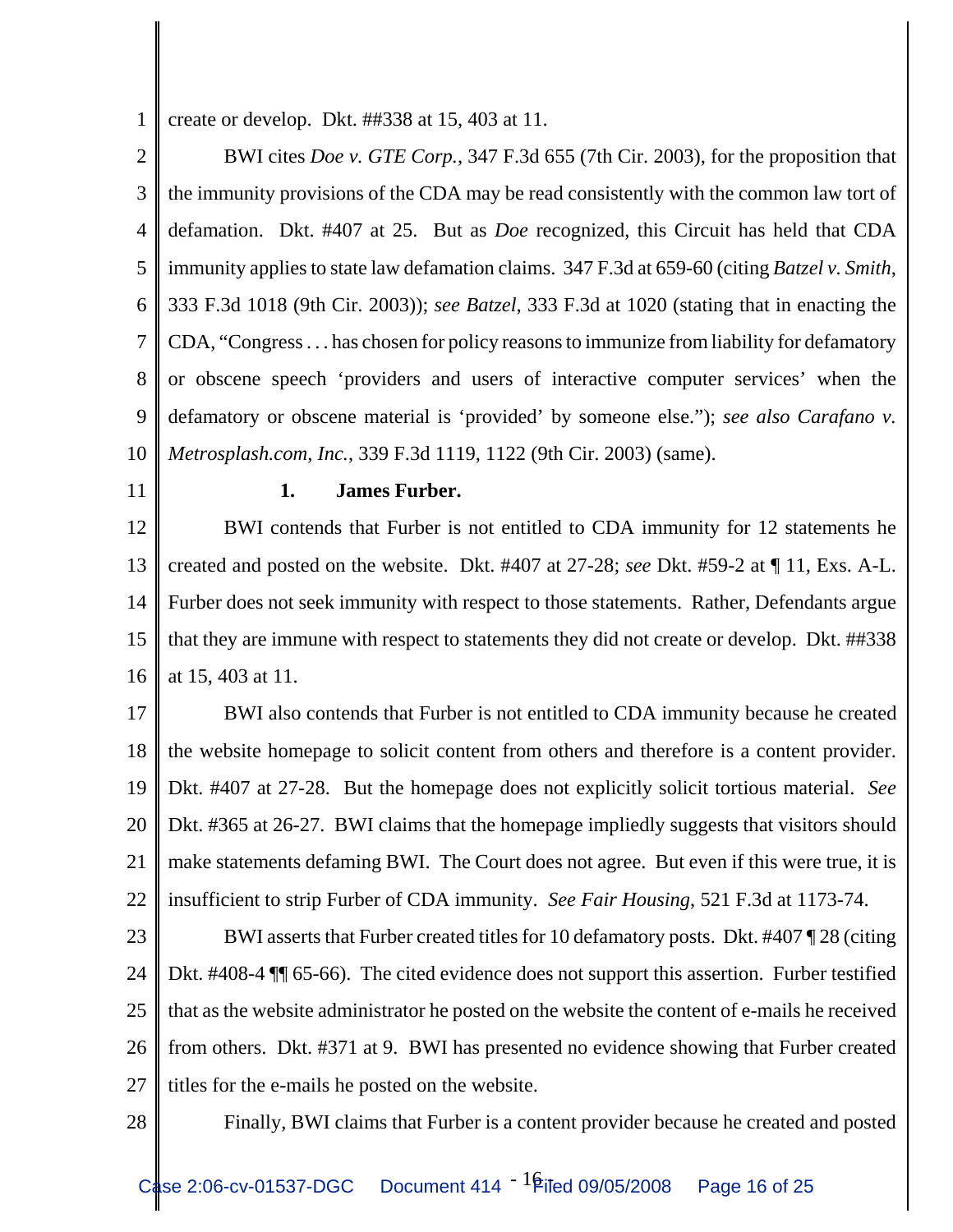create or develop. Dkt. ##338 at 15, 403 at 11.

BWI cites *Doe v. GTE Corp.*, 347 F.3d 655 (7th Cir. 2003), for the proposition that the immunity provisions of the CDA may be read consistently with the common law tort of defamation. Dkt. #407 at 25. But as *Doe* recognized, this Circuit has held that CDA immunity applies to state law defamation claims. 347 F.3d at 659-60 (citing *Batzel v. Smith*, 333 F.3d 1018 (9th Cir. 2003)); *see Batzel*, 333 F.3d at 1020 (stating that in enacting the CDA, "Congress . . . has chosen for policy reasons to immunize from liability for defamatory or obscene speech 'providers and users of interactive computer services' when the defamatory or obscene material is 'provided' by someone else."); *see also Carafano v. Metrosplash.com, Inc.*, 339 F.3d 1119, 1122 (9th Cir. 2003) (same).

**1. James Furber.**

BWI contends that Furber is not entitled to CDA immunity for 12 statements he created and posted on the website. Dkt. #407 at 27-28; *see* Dkt. #59-2 at ¶ 11, Exs. A-L. Furber does not seek immunity with respect to those statements. Rather, Defendants argue that they are immune with respect to statements they did not create or develop. Dkt. ##338 at 15, 403 at 11.

BWI also contends that Furber is not entitled to CDA immunity because he created the website homepage to solicit content from others and therefore is a content provider. Dkt. #407 at 27-28. But the homepage does not explicitly solicit tortious material. *See* Dkt. #365 at 26-27. BWI claims that the homepage impliedly suggests that visitors should make statements defaming BWI. The Court does not agree. But even if this were true, it is insufficient to strip Furber of CDA immunity. *See Fair Housing*, 521 F.3d at 1173-74.

BWI asserts that Furber created titles for 10 defamatory posts. Dkt. #407 ¶ 28 (citing Dkt. #408-4 ¶¶ 65-66). The cited evidence does not support this assertion. Furber testified that as the website administrator he posted on the website the content of e-mails he received from others. Dkt. #371 at 9. BWI has presented no evidence showing that Furber created titles for the e-mails he posted on the website.

Finally, BWI claims that Furber is a content provider because he created and posted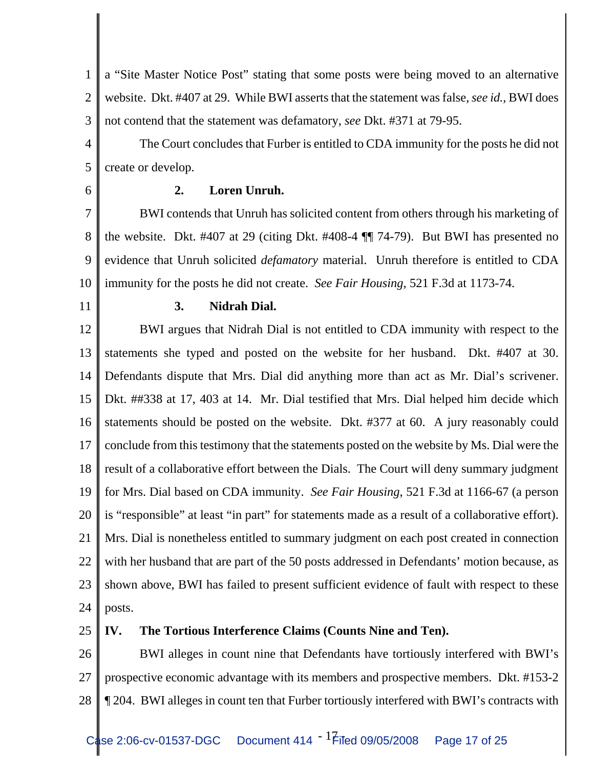a "Site Master Notice Post" stating that some posts were being moved to an alternative website. Dkt. #407 at 29. While BWI asserts that the statement was false, *see id.*, BWI does not contend that the statement was defamatory, *see* Dkt. #371 at 79-95.

The Court concludes that Furber is entitled to CDA immunity for the posts he did not create or develop.

**2. Loren Unruh.**

BWI contends that Unruh has solicited content from others through his marketing of the website. Dkt. #407 at 29 (citing Dkt. #408-4 ¶¶ 74-79). But BWI has presented no evidence that Unruh solicited *defamatory* material. Unruh therefore is entitled to CDA immunity for the posts he did not create. *See Fair Housing*, 521 F.3d at 1173-74.

**3. Nidrah Dial.**

BWI argues that Nidrah Dial is not entitled to CDA immunity with respect to the statements she typed and posted on the website for her husband. Dkt. #407 at 30. Defendants dispute that Mrs. Dial did anything more than act as Mr. Dial's scrivener. Dkt. ##338 at 17, 403 at 14. Mr. Dial testified that Mrs. Dial helped him decide which statements should be posted on the website. Dkt. #377 at 60. A jury reasonably could conclude from this testimony that the statements posted on the website by Ms. Dial were the result of a collaborative effort between the Dials. The Court will deny summary judgment for Mrs. Dial based on CDA immunity. *See Fair Housing*, 521 F.3d at 1166-67 (a person is "responsible" at least "in part" for statements made as a result of a collaborative effort). Mrs. Dial is nonetheless entitled to summary judgment on each post created in connection with her husband that are part of the 50 posts addressed in Defendants' motion because, as shown above, BWI has failed to present sufficient evidence of fault with respect to these posts.

## IV. The Tortious Interference Claims (Counts Nine and Ten).

BWI alleges in count nine that Defendants have tortiously interfered with BWI's prospective economic advantage with its members and prospective members. Dkt. #153-2 ¶ 204. BWI alleges in count ten that Furber tortiously interfered with BWI's contracts with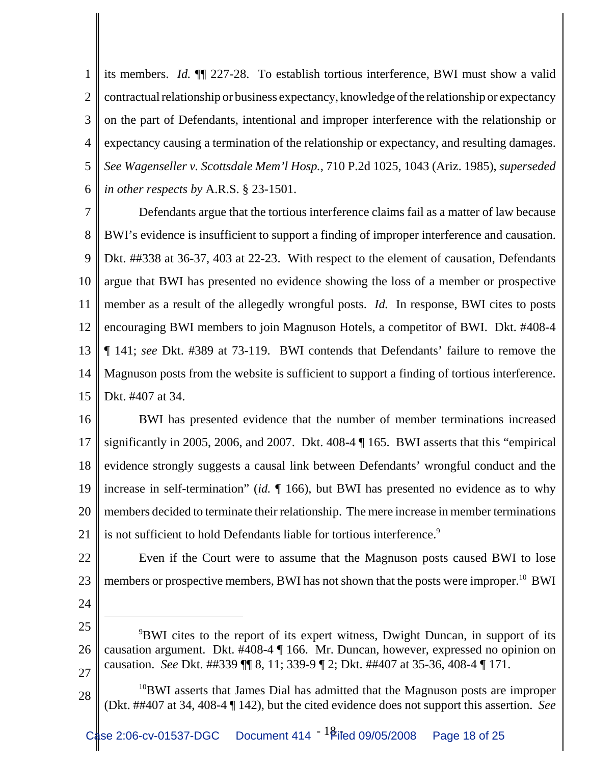its members. *Id.* ¶¶ 227-28. To establish tortious interference, BWI must show a valid contractual relationship or business expectancy, knowledge of the relationship or expectancy on the part of Defendants, intentional and improper interference with the relationship or expectancy causing a termination of the relationship or expectancy, and resulting damages. *See Wagenseller v. Scottsdale Mem'l Hosp.*, 710 P.2d 1025, 1043 (Ariz. 1985), *superseded in other respects by* A.R.S. § 23-1501.

Defendants argue that the tortious interference claims fail as a matter of law because BWI's evidence is insufficient to support a finding of improper interference and causation. Dkt. ##338 at 36-37, 403 at 22-23. With respect to the element of causation, Defendants argue that BWI has presented no evidence showing the loss of a member or prospective member as a result of the allegedly wrongful posts. *Id.* In response, BWI cites to posts encouraging BWI members to join Magnuson Hotels, a competitor of BWI. Dkt. #408-4 ¶ 141; *see* Dkt. #389 at 73-119. BWI contends that Defendants' failure to remove the Magnuson posts from the website is sufficient to support a finding of tortious interference. Dkt. #407 at 34.

BWI has presented evidence that the number of member terminations increased significantly in 2005, 2006, and 2007. Dkt. 408-4 ¶ 165. BWI asserts that this "empirical evidence strongly suggests a causal link between Defendants' wrongful conduct and the increase in self-termination" (*id.* ¶ 166), but BWI has presented no evidence as to why members decided to terminate their relationship. The mere increase in member terminations is not sufficient to hold Defendants liable for tortious interference.[9]

Even if the Court were to assume that the Magnuson posts caused BWI to lose members or prospective members, BWI has not shown that the posts were improper.[10] BWI

---

[9]BWI cites to the report of its expert witness, Dwight Duncan, in support of its causation argument. Dkt. #408-4 ¶ 166. Mr. Duncan, however, expressed no opinion on causation. *See* Dkt. ##339 ¶¶ 8, 11; 339-9 ¶ 2; Dkt. ##407 at 35-36, 408-4 ¶ 171.

[10]BWI asserts that James Dial has admitted that the Magnuson posts are improper (Dkt. ##407 at 34, 408-4 ¶ 142), but the cited evidence does not support this assertion. *See*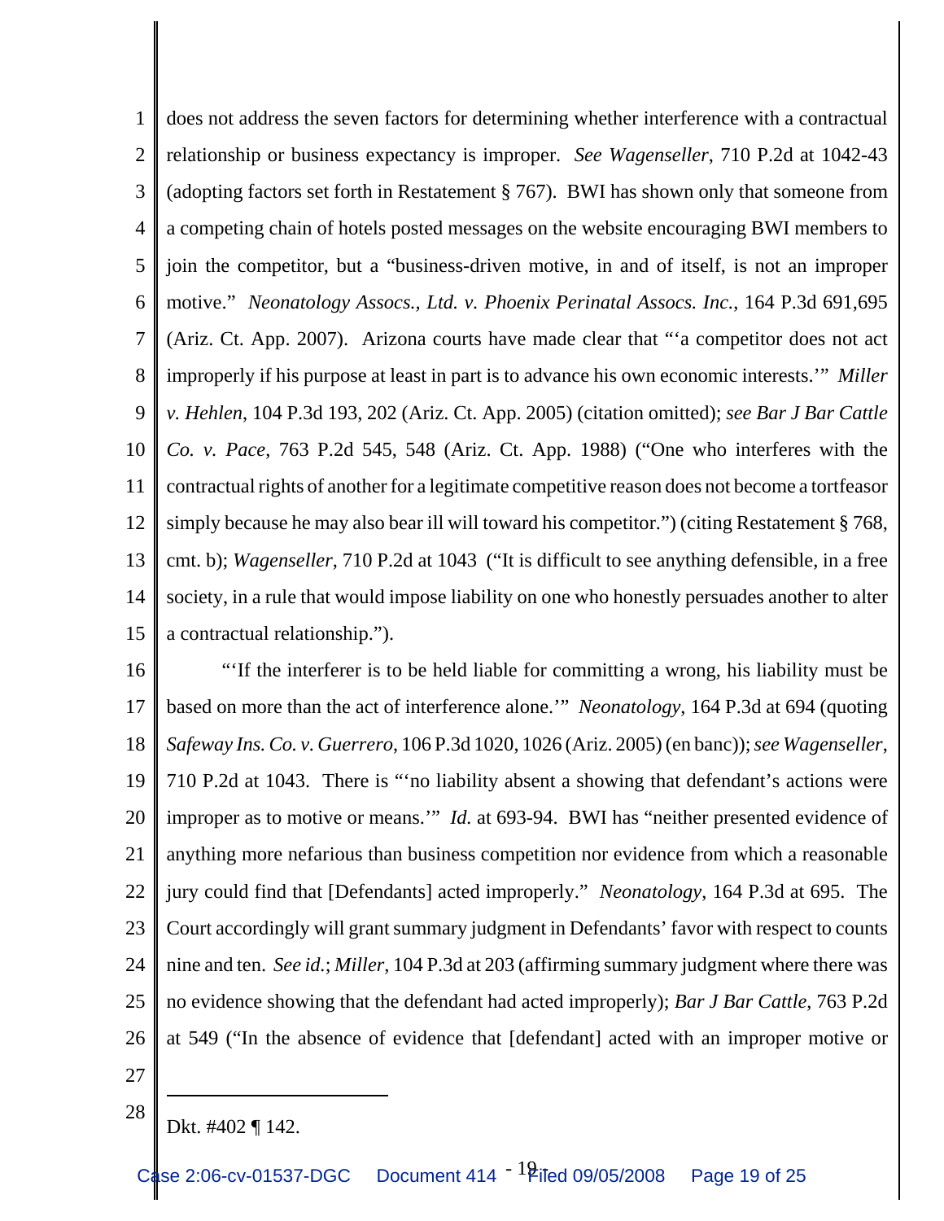does not address the seven factors for determining whether interference with a contractual relationship or business expectancy is improper. *See Wagenseller*, 710 P.2d at 1042-43 (adopting factors set forth in Restatement § 767). BWI has shown only that someone from a competing chain of hotels posted messages on the website encouraging BWI members to join the competitor, but a "business-driven motive, in and of itself, is not an improper motive." *Neonatology Assocs., Ltd. v. Phoenix Perinatal Assocs. Inc.*, 164 P.3d 691,695 (Ariz. Ct. App. 2007). Arizona courts have made clear that "'a competitor does not act improperly if his purpose at least in part is to advance his own economic interests.'" *Miller v. Hehlen*, 104 P.3d 193, 202 (Ariz. Ct. App. 2005) (citation omitted); *see Bar J Bar Cattle Co. v. Pace*, 763 P.2d 545, 548 (Ariz. Ct. App. 1988) ("One who interferes with the contractual rights of another for a legitimate competitive reason does not become a tortfeasor simply because he may also bear ill will toward his competitor.") (citing Restatement § 768, cmt. b); *Wagenseller*, 710 P.2d at 1043 ("It is difficult to see anything defensible, in a free society, in a rule that would impose liability on one who honestly persuades another to alter a contractual relationship.").

"'If the interferer is to be held liable for committing a wrong, his liability must be based on more than the act of interference alone.'" *Neonatology*, 164 P.3d at 694 (quoting *Safeway Ins. Co. v. Guerrero*, 106 P.3d 1020, 1026 (Ariz. 2005) (en banc)); *see Wagenseller*, 710 P.2d at 1043. There is "'no liability absent a showing that defendant's actions were improper as to motive or means.'" *Id.* at 693-94. BWI has "neither presented evidence of anything more nefarious than business competition nor evidence from which a reasonable jury could find that [Defendants] acted improperly." *Neonatology*, 164 P.3d at 695. The Court accordingly will grant summary judgment in Defendants' favor with respect to counts nine and ten. *See id.*; *Miller*, 104 P.3d at 203 (affirming summary judgment where there was no evidence showing that the defendant had acted improperly); *Bar J Bar Cattle*, 763 P.2d at 549 ("In the absence of evidence that [defendant] acted with an improper motive or

---

Dkt. #402 ¶ 142.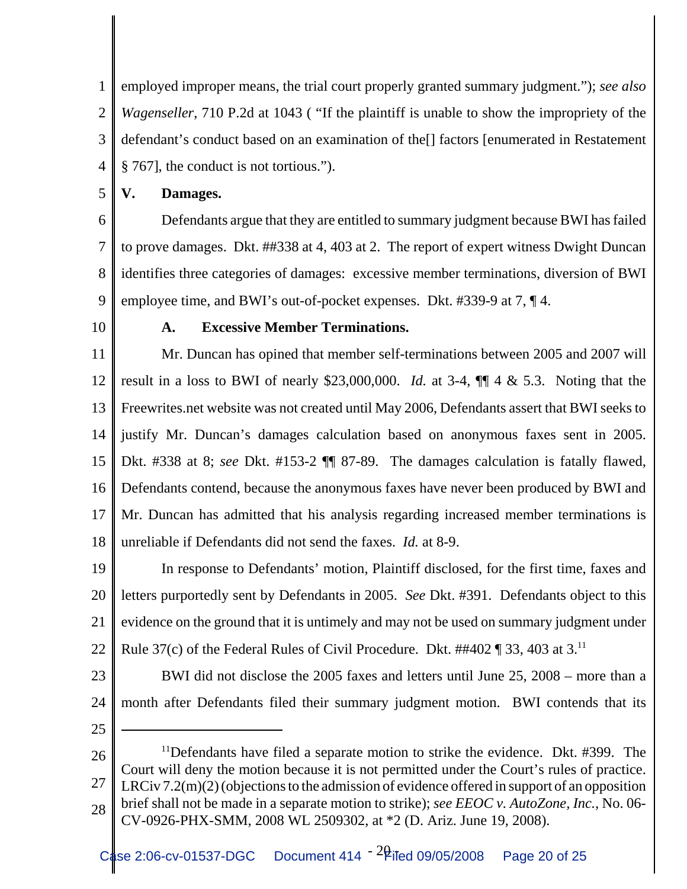employed improper means, the trial court properly granted summary judgment."); *see also* *Wagenseller*, 710 P.2d at 1043 ( "If the plaintiff is unable to show the impropriety of the defendant's conduct based on an examination of the[] factors [enumerated in Restatement § 767], the conduct is not tortious.").

## V. Damages.

Defendants argue that they are entitled to summary judgment because BWI has failed to prove damages. Dkt. ##338 at 4, 403 at 2. The report of expert witness Dwight Duncan identifies three categories of damages: excessive member terminations, diversion of BWI employee time, and BWI's out-of-pocket expenses. Dkt. #339-9 at 7, ¶ 4.

### A. Excessive Member Terminations.

Mr. Duncan has opined that member self-terminations between 2005 and 2007 will result in a loss to BWI of nearly $23,000,000. *Id.* at 3-4, ¶¶ 4 & 5.3. Noting that the Freewrites.net website was not created until May 2006, Defendants assert that BWI seeks to justify Mr. Duncan's damages calculation based on anonymous faxes sent in 2005. Dkt. #338 at 8; *see* Dkt. #153-2 ¶¶ 87-89. The damages calculation is fatally flawed, Defendants contend, because the anonymous faxes have never been produced by BWI and Mr. Duncan has admitted that his analysis regarding increased member terminations is unreliable if Defendants did not send the faxes. *Id.* at 8-9.

In response to Defendants' motion, Plaintiff disclosed, for the first time, faxes and letters purportedly sent by Defendants in 2005. *See* Dkt. #391. Defendants object to this evidence on the ground that it is untimely and may not be used on summary judgment under Rule 37(c) of the Federal Rules of Civil Procedure. Dkt. ##402 ¶ 33, 403 at 3.[11]

BWI did not disclose the 2005 faxes and letters until June 25, 2008 – more than a month after Defendants filed their summary judgment motion. BWI contends that its

---

[11]Defendants have filed a separate motion to strike the evidence. Dkt. #399. The Court will deny the motion because it is not permitted under the Court's rules of practice. LRCiv 7.2(m)(2) (objections to the admission of evidence offered in support of an opposition brief shall not be made in a separate motion to strike); *see EEOC v. AutoZone, Inc.*, No. 06-CV-0926-PHX-SMM, 2008 WL 2509302, at *2 (D. Ariz. June 19, 2008).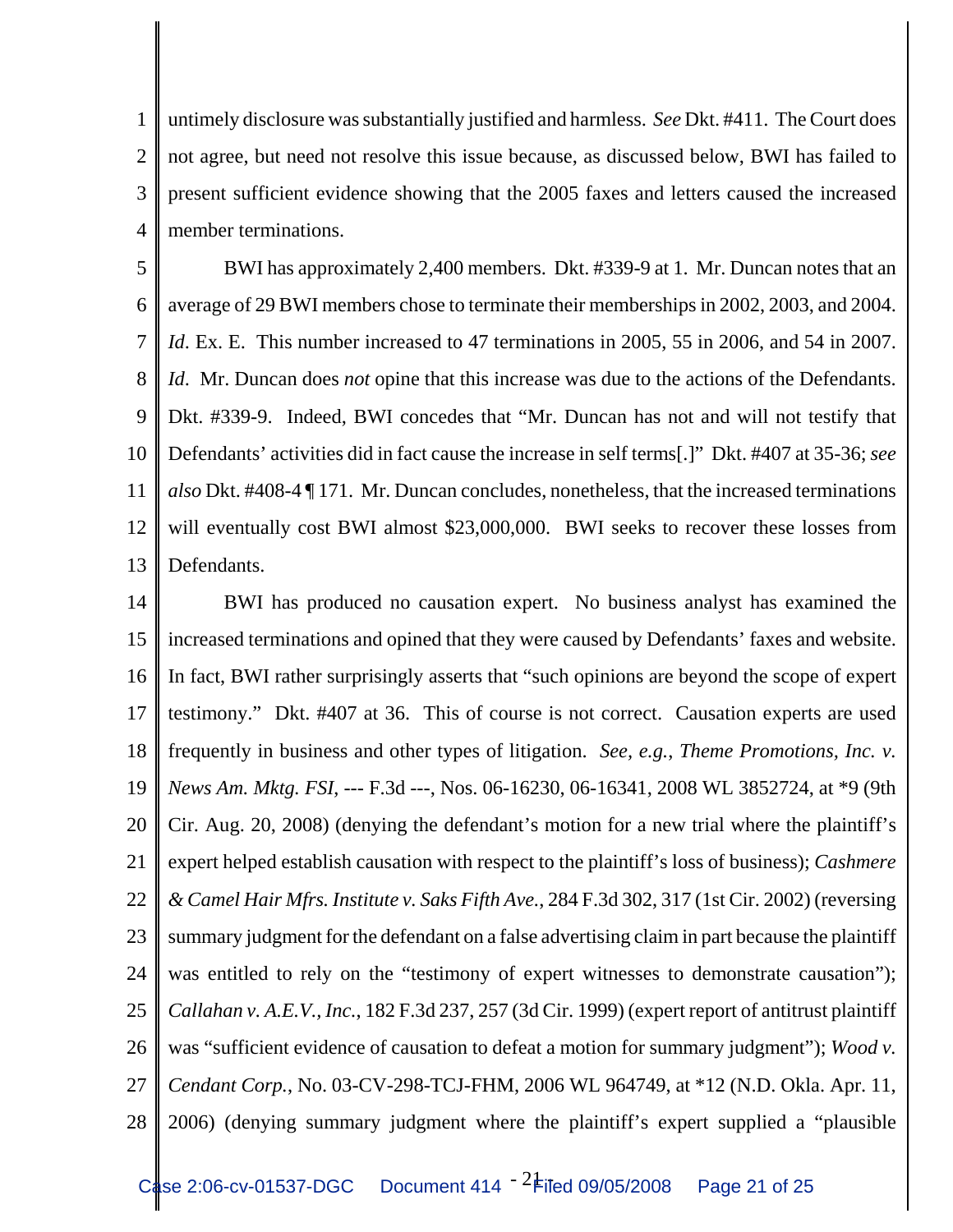untimely disclosure was substantially justified and harmless. *See* Dkt. #411. The Court does not agree, but need not resolve this issue because, as discussed below, BWI has failed to present sufficient evidence showing that the 2005 faxes and letters caused the increased member terminations.

BWI has approximately 2,400 members. Dkt. #339-9 at 1. Mr. Duncan notes that an average of 29 BWI members chose to terminate their memberships in 2002, 2003, and 2004. *Id*. Ex. E. This number increased to 47 terminations in 2005, 55 in 2006, and 54 in 2007. *Id*. Mr. Duncan does *not* opine that this increase was due to the actions of the Defendants. Dkt. #339-9. Indeed, BWI concedes that "Mr. Duncan has not and will not testify that Defendants' activities did in fact cause the increase in self terms[.]" Dkt. #407 at 35-36; *see also* Dkt. #408-4 ¶ 171. Mr. Duncan concludes, nonetheless, that the increased terminations will eventually cost BWI almost $23,000,000. BWI seeks to recover these losses from Defendants.

BWI has produced no causation expert. No business analyst has examined the increased terminations and opined that they were caused by Defendants' faxes and website. In fact, BWI rather surprisingly asserts that "such opinions are beyond the scope of expert testimony." Dkt. #407 at 36. This of course is not correct. Causation experts are used frequently in business and other types of litigation. *See, e.g.*, *Theme Promotions, Inc. v. News Am. Mktg. FSI*, --- F.3d ---, Nos. 06-16230, 06-16341, 2008 WL 3852724, at *9 (9th Cir. Aug. 20, 2008) (denying the defendant's motion for a new trial where the plaintiff's expert helped establish causation with respect to the plaintiff's loss of business); *Cashmere & Camel Hair Mfrs. Institute v. Saks Fifth Ave.*, 284 F.3d 302, 317 (1st Cir. 2002) (reversing summary judgment for the defendant on a false advertising claim in part because the plaintiff was entitled to rely on the "testimony of expert witnesses to demonstrate causation"); *Callahan v. A.E.V., Inc.*, 182 F.3d 237, 257 (3d Cir. 1999) (expert report of antitrust plaintiff was "sufficient evidence of causation to defeat a motion for summary judgment"); *Wood v. Cendant Corp.*, No. 03-CV-298-TCJ-FHM, 2006 WL 964749, at *12 (N.D. Okla. Apr. 11, 2006) (denying summary judgment where the plaintiff's expert supplied a "plausible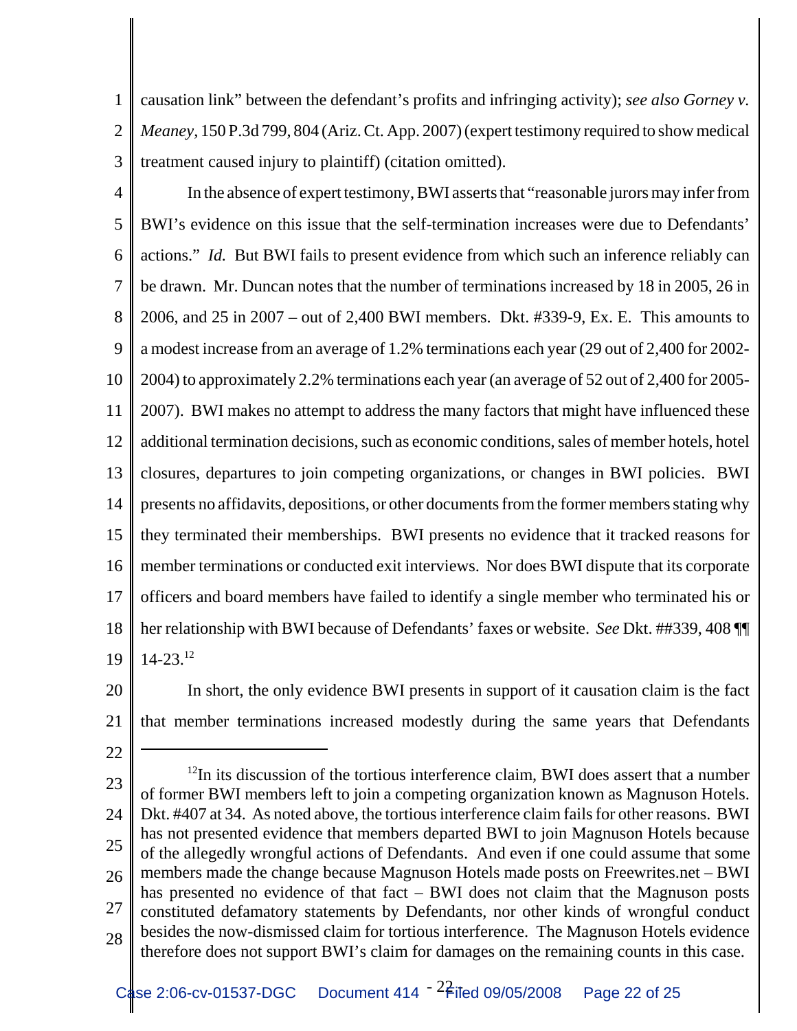causation link" between the defendant's profits and infringing activity); *see also Gorney v. Meaney*, 150 P.3d 799, 804 (Ariz. Ct. App. 2007) (expert testimony required to show medical treatment caused injury to plaintiff) (citation omitted).

In the absence of expert testimony, BWI asserts that "reasonable jurors may infer from BWI's evidence on this issue that the self-termination increases were due to Defendants' actions." *Id.* But BWI fails to present evidence from which such an inference reliably can be drawn. Mr. Duncan notes that the number of terminations increased by 18 in 2005, 26 in 2006, and 25 in 2007 – out of 2,400 BWI members. Dkt. #339-9, Ex. E. This amounts to a modest increase from an average of 1.2% terminations each year (29 out of 2,400 for 2002-2004) to approximately 2.2% terminations each year (an average of 52 out of 2,400 for 2005-2007). BWI makes no attempt to address the many factors that might have influenced these additional termination decisions, such as economic conditions, sales of member hotels, hotel closures, departures to join competing organizations, or changes in BWI policies. BWI presents no affidavits, depositions, or other documents from the former members stating why they terminated their memberships. BWI presents no evidence that it tracked reasons for member terminations or conducted exit interviews. Nor does BWI dispute that its corporate officers and board members have failed to identify a single member who terminated his or her relationship with BWI because of Defendants' faxes or website. *See* Dkt. ##339, 408 ¶¶ 14-23.[12]

In short, the only evidence BWI presents in support of it causation claim is the fact that member terminations increased modestly during the same years that Defendants

---

[12] In its discussion of the tortious interference claim, BWI does assert that a number of former BWI members left to join a competing organization known as Magnuson Hotels. Dkt. #407 at 34. As noted above, the tortious interference claim fails for other reasons. BWI has not presented evidence that members departed BWI to join Magnuson Hotels because of the allegedly wrongful actions of Defendants. And even if one could assume that some members made the change because Magnuson Hotels made posts on Freewrites.net – BWI has presented no evidence of that fact – BWI does not claim that the Magnuson posts constituted defamatory statements by Defendants, nor other kinds of wrongful conduct besides the now-dismissed claim for tortious interference. The Magnuson Hotels evidence therefore does not support BWI's claim for damages on the remaining counts in this case.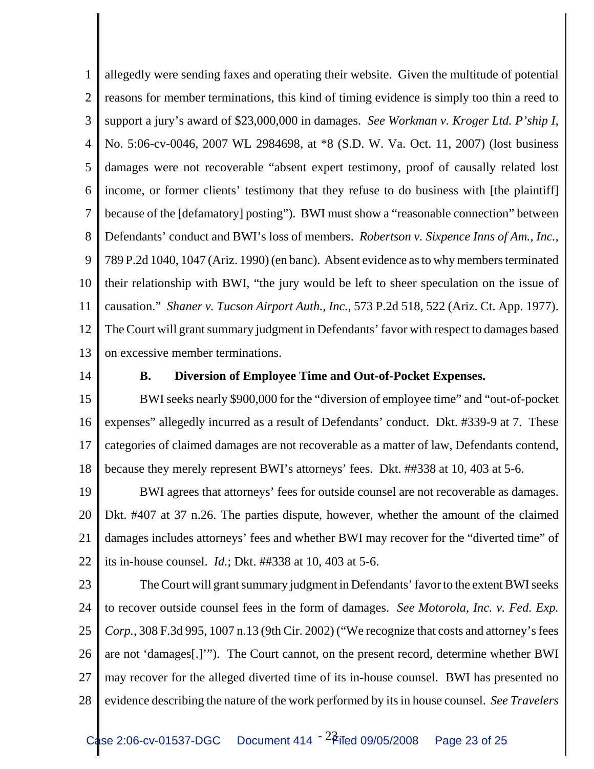allegedly were sending faxes and operating their website. Given the multitude of potential reasons for member terminations, this kind of timing evidence is simply too thin a reed to support a jury's award of $23,000,000 in damages. *See Workman v. Kroger Ltd. P'ship I*, No. 5:06-cv-0046, 2007 WL 2984698, at *8 (S.D. W. Va. Oct. 11, 2007) (lost business damages were not recoverable "absent expert testimony, proof of causally related lost income, or former clients' testimony that they refuse to do business with [the plaintiff] because of the [defamatory] posting"). BWI must show a "reasonable connection" between Defendants' conduct and BWI's loss of members. *Robertson v. Sixpence Inns of Am., Inc.*, 789 P.2d 1040, 1047 (Ariz. 1990) (en banc). Absent evidence as to why members terminated their relationship with BWI, "the jury would be left to sheer speculation on the issue of causation." *Shaner v. Tucson Airport Auth., Inc.*, 573 P.2d 518, 522 (Ariz. Ct. App. 1977). The Court will grant summary judgment in Defendants' favor with respect to damages based on excessive member terminations.

**B. Diversion of Employee Time and Out-of-Pocket Expenses.**

BWI seeks nearly $900,000 for the "diversion of employee time" and "out-of-pocket expenses" allegedly incurred as a result of Defendants' conduct. Dkt. #339-9 at 7. These categories of claimed damages are not recoverable as a matter of law, Defendants contend, because they merely represent BWI's attorneys' fees. Dkt. ##338 at 10, 403 at 5-6.

BWI agrees that attorneys' fees for outside counsel are not recoverable as damages. Dkt. #407 at 37 n.26. The parties dispute, however, whether the amount of the claimed damages includes attorneys' fees and whether BWI may recover for the "diverted time" of its in-house counsel. *Id.*; Dkt. ##338 at 10, 403 at 5-6.

The Court will grant summary judgment in Defendants' favor to the extent BWI seeks to recover outside counsel fees in the form of damages. *See Motorola, Inc. v. Fed. Exp. Corp.*, 308 F.3d 995, 1007 n.13 (9th Cir. 2002) ("We recognize that costs and attorney's fees are not 'damages[.]'"). The Court cannot, on the present record, determine whether BWI may recover for the alleged diverted time of its in-house counsel. BWI has presented no evidence describing the nature of the work performed by its in house counsel. *See Travelers*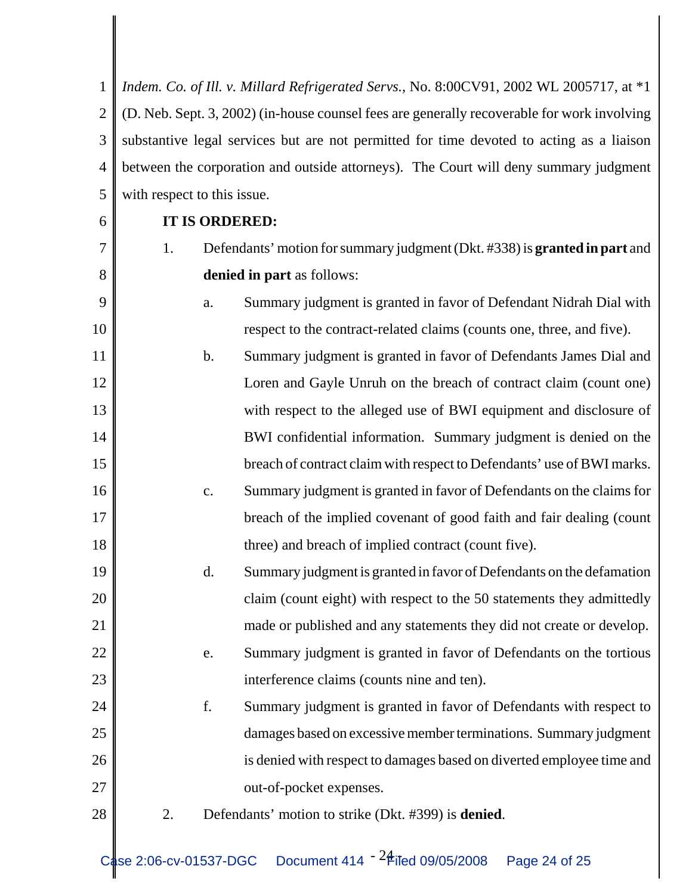*Indem. Co. of Ill. v. Millard Refrigerated Servs.*, No. 8:00CV91, 2002 WL 2005717, at *1 (D. Neb. Sept. 3, 2002) (in-house counsel fees are generally recoverable for work involving substantive legal services but are not permitted for time devoted to acting as a liaison between the corporation and outside attorneys). The Court will deny summary judgment with respect to this issue.

**IT IS ORDERED:**

1. Defendants' motion for summary judgment (Dkt. #338) is **granted in part** and **denied in part** as follows:
   a. Summary judgment is granted in favor of Defendant Nidrah Dial with respect to the contract-related claims (counts one, three, and five).
   b. Summary judgment is granted in favor of Defendants James Dial and Loren and Gayle Unruh on the breach of contract claim (count one) with respect to the alleged use of BWI equipment and disclosure of BWI confidential information. Summary judgment is denied on the breach of contract claim with respect to Defendants' use of BWI marks.
   c. Summary judgment is granted in favor of Defendants on the claims for breach of the implied covenant of good faith and fair dealing (count three) and breach of implied contract (count five).
   d. Summary judgment is granted in favor of Defendants on the defamation claim (count eight) with respect to the 50 statements they admittedly made or published and any statements they did not create or develop.
   e. Summary judgment is granted in favor of Defendants on the tortious interference claims (counts nine and ten).
   f. Summary judgment is granted in favor of Defendants with respect to damages based on excessive member terminations. Summary judgment is denied with respect to damages based on diverted employee time and out-of-pocket expenses.
2. Defendants' motion to strike (Dkt. #399) is **denied**.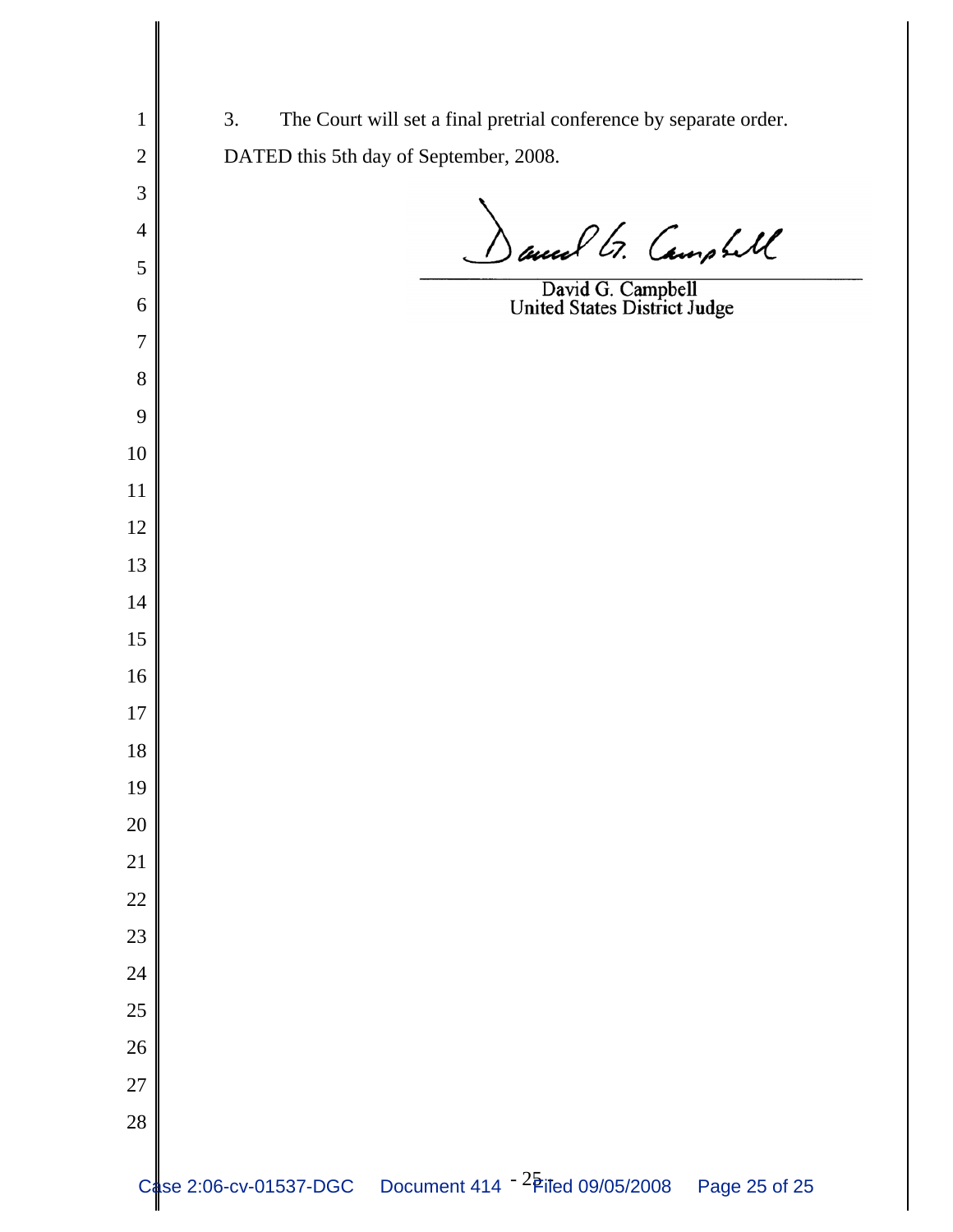3. The Court will set a final pretrial conference by separate order.

DATED this 5th day of September, 2008.

David G. Campbell
United States District Judge